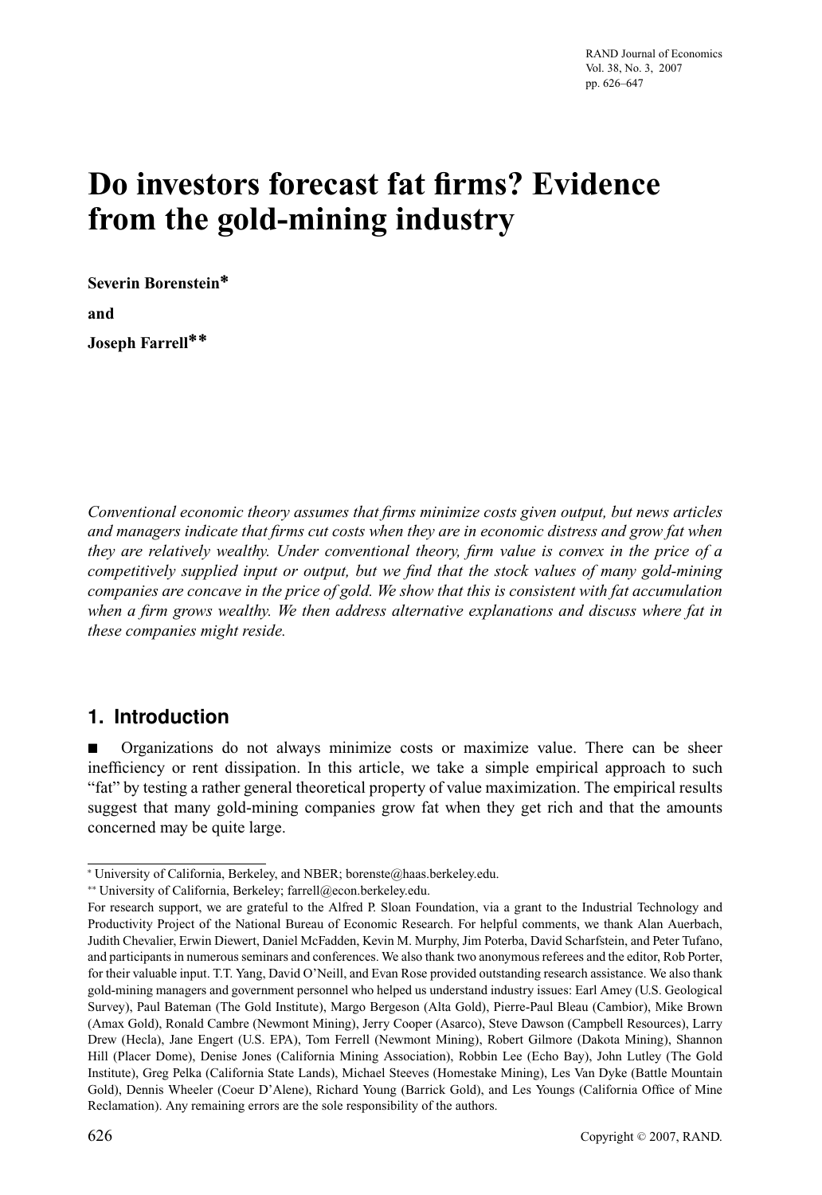# Do investors forecast fat firms? Evidence from the gold-mining industry

**Severin Borenstein***

**and**

**Joseph Farrell****

*Conventional economic theory assumes that firms minimize costs given output, but news articles and managers indicate that firms cut costs when they are in economic distress and grow fat when they are relatively wealthy. Under conventional theory, firm value is convex in the price of a competitively supplied input or output, but we find that the stock values of many gold-mining companies are concave in the price of gold. We show that this is consistent with fat accumulation when a firm grows wealthy. We then address alternative explanations and discuss where fat in these companies might reside.*

## 1. Introduction

■ Organizations do not always minimize costs or maximize value. There can be sheer inefficiency or rent dissipation. In this article, we take a simple empirical approach to such "fat" by testing a rather general theoretical property of value maximization. The empirical results suggest that many gold-mining companies grow fat when they get rich and that the amounts concerned may be quite large.

---

* University of California, Berkeley, and NBER; borenste@haas.berkeley.edu.

** University of California, Berkeley; farrell@econ.berkeley.edu.

For research support, we are grateful to the Alfred P. Sloan Foundation, via a grant to the Industrial Technology and Productivity Project of the National Bureau of Economic Research. For helpful comments, we thank Alan Auerbach, Judith Chevalier, Erwin Diewert, Daniel McFadden, Kevin M. Murphy, Jim Poterba, David Scharfstein, and Peter Tufano, and participants in numerous seminars and conferences. We also thank two anonymous referees and the editor, Rob Porter, for their valuable input. T.T. Yang, David O'Neill, and Evan Rose provided outstanding research assistance. We also thank gold-mining managers and government personnel who helped us understand industry issues: Earl Amey (U.S. Geological Survey), Paul Bateman (The Gold Institute), Margo Bergeson (Alta Gold), Pierre-Paul Bleau (Cambior), Mike Brown (Amax Gold), Ronald Cambre (Newmont Mining), Jerry Cooper (Asarco), Steve Dawson (Campbell Resources), Larry Drew (Hecla), Jane Engert (U.S. EPA), Tom Ferrell (Newmont Mining), Robert Gilmore (Dakota Mining), Shannon Hill (Placer Dome), Denise Jones (California Mining Association), Robbin Lee (Echo Bay), John Lutley (The Gold Institute), Greg Pelka (California State Lands), Michael Steeves (Homestake Mining), Les Van Dyke (Battle Mountain Gold), Dennis Wheeler (Coeur D'Alene), Richard Young (Barrick Gold), and Les Youngs (California Office of Mine Reclamation). Any remaining errors are the sole responsibility of the authors.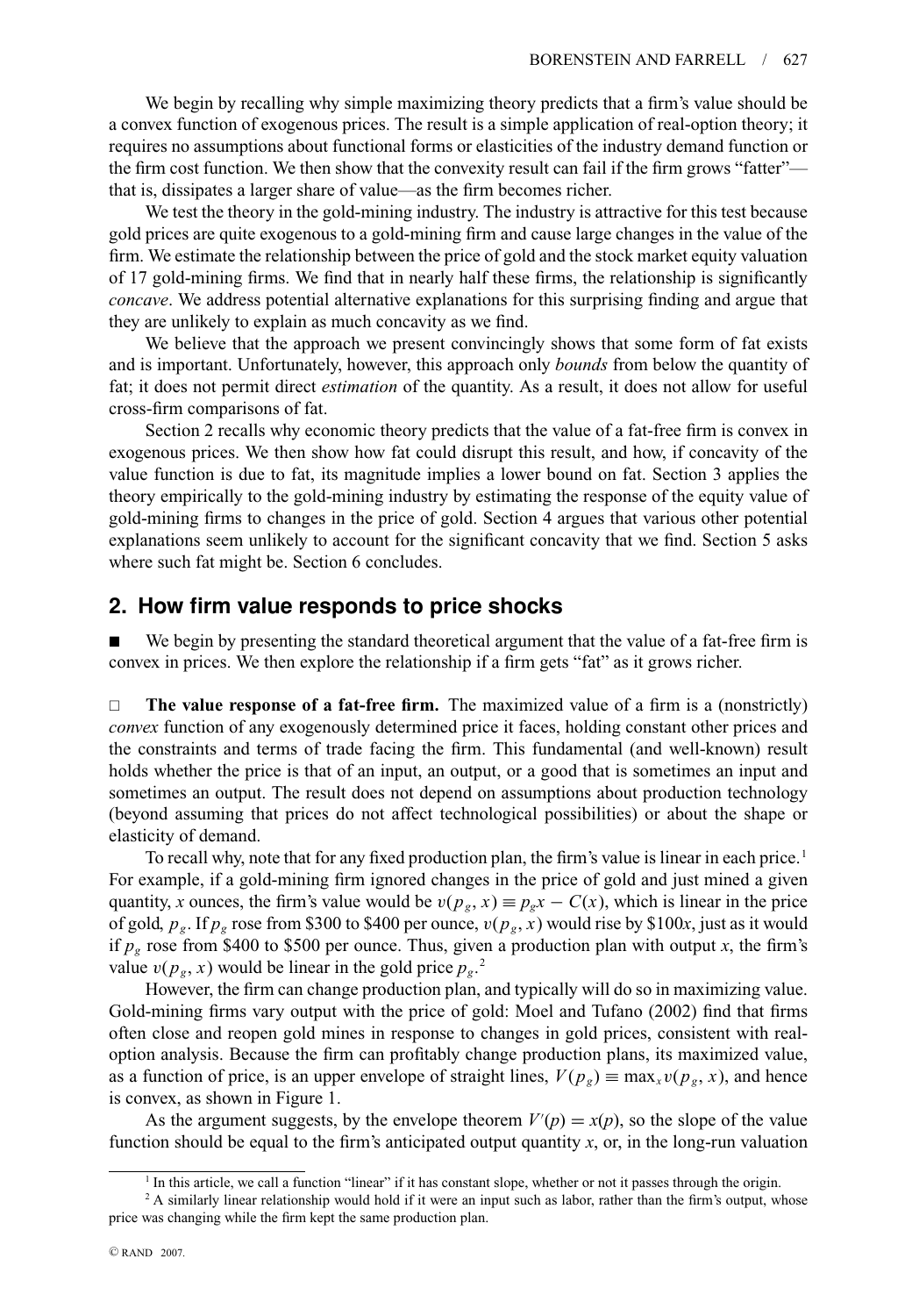We begin by recalling why simple maximizing theory predicts that a firm's value should be a convex function of exogenous prices. The result is a simple application of real-option theory; it requires no assumptions about functional forms or elasticities of the industry demand function or the firm cost function. We then show that the convexity result can fail if the firm grows "fatter"—that is, dissipates a larger share of value—as the firm becomes richer.

We test the theory in the gold-mining industry. The industry is attractive for this test because gold prices are quite exogenous to a gold-mining firm and cause large changes in the value of the firm. We estimate the relationship between the price of gold and the stock market equity valuation of 17 gold-mining firms. We find that in nearly half these firms, the relationship is significantly *concave*. We address potential alternative explanations for this surprising finding and argue that they are unlikely to explain as much concavity as we find.

We believe that the approach we present convincingly shows that some form of fat exists and is important. Unfortunately, however, this approach only *bounds* from below the quantity of fat; it does not permit direct *estimation* of the quantity. As a result, it does not allow for useful cross-firm comparisons of fat.

Section 2 recalls why economic theory predicts that the value of a fat-free firm is convex in exogenous prices. We then show how fat could disrupt this result, and how, if concavity of the value function is due to fat, its magnitude implies a lower bound on fat. Section 3 applies the theory empirically to the gold-mining industry by estimating the response of the equity value of gold-mining firms to changes in the price of gold. Section 4 argues that various other potential explanations seem unlikely to account for the significant concavity that we find. Section 5 asks where such fat might be. Section 6 concludes.

## 2. How firm value responds to price shocks

■ We begin by presenting the standard theoretical argument that the value of a fat-free firm is convex in prices. We then explore the relationship if a firm gets "fat" as it grows richer.

□ **The value response of a fat-free firm.** The maximized value of a firm is a (nonstrictly) *convex* function of any exogenously determined price it faces, holding constant other prices and the constraints and terms of trade facing the firm. This fundamental (and well-known) result holds whether the price is that of an input, an output, or a good that is sometimes an input and sometimes an output. The result does not depend on assumptions about production technology (beyond assuming that prices do not affect technological possibilities) or about the shape or elasticity of demand.

To recall why, note that for any fixed production plan, the firm's value is linear in each price.[1] For example, if a gold-mining firm ignored changes in the price of gold and just mined a given quantity, $x$ ounces, the firm's value would be $v(p_g, x) \equiv p_g x - C(x)$, which is linear in the price of gold, $p_g$. If $p_g$ rose from \$300 to \$400 per ounce, $v(p_g, x)$ would rise by \$100$x$, just as it would if $p_g$ rose from \$400 to \$500 per ounce. Thus, given a production plan with output $x$, the firm's value $v(p_g, x)$ would be linear in the gold price $p_g$.[2]

However, the firm can change production plan, and typically will do so in maximizing value. Gold-mining firms vary output with the price of gold: Moel and Tufano (2002) find that firms often close and reopen gold mines in response to changes in gold prices, consistent with real-option analysis. Because the firm can profitably change production plans, its maximized value, as a function of price, is an upper envelope of straight lines, $V(p_g) \equiv \max_x v(p_g, x)$, and hence is convex, as shown in Figure 1.

As the argument suggests, by the envelope theorem $V'(p) = x(p)$, so the slope of the value function should be equal to the firm's anticipated output quantity $x$, or, in the long-run valuation

[1] In this article, we call a function "linear" if it has constant slope, whether or not it passes through the origin.

[2] A similarly linear relationship would hold if it were an input such as labor, rather than the firm's output, whose price was changing while the firm kept the same production plan.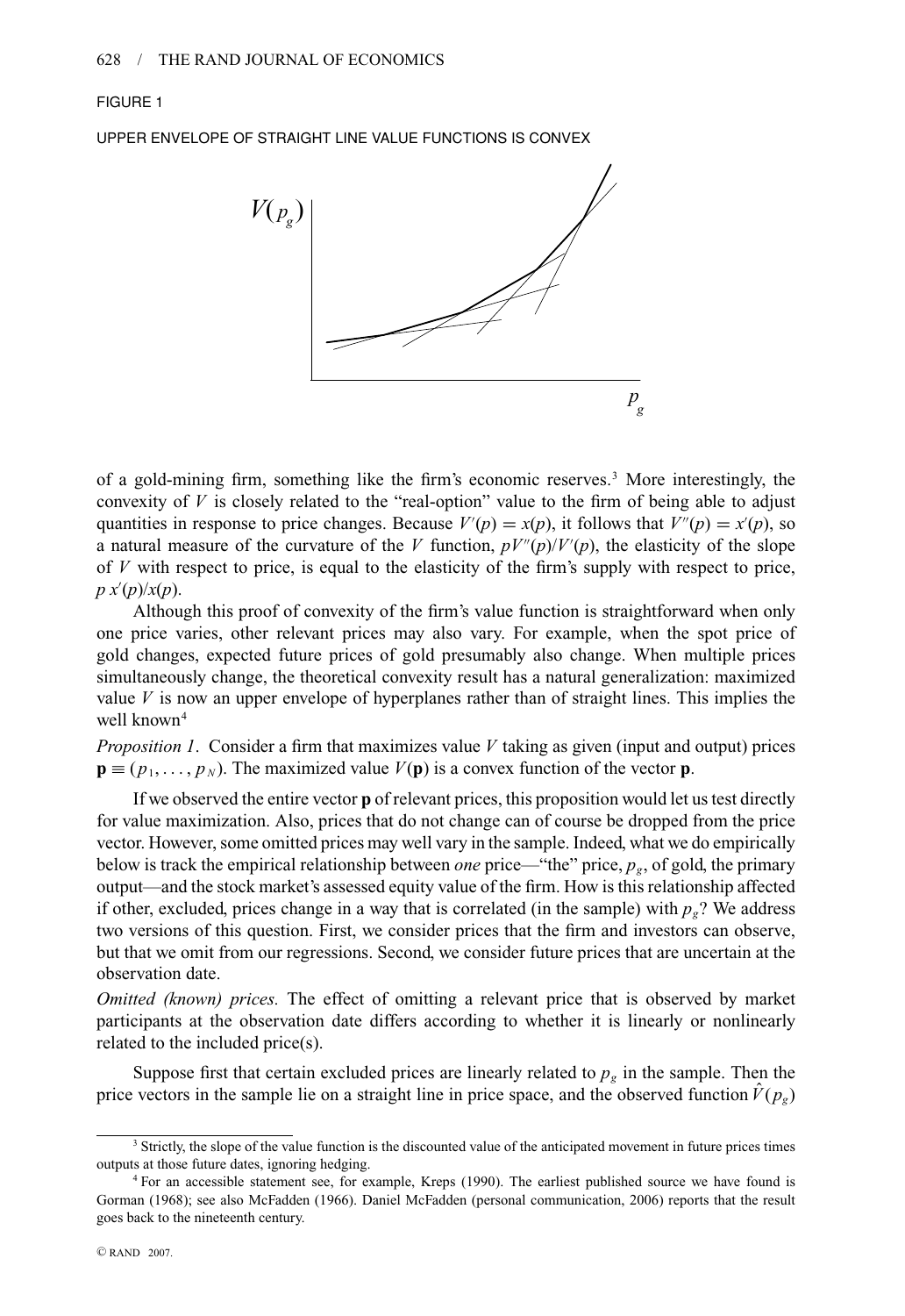FIGURE 1

UPPER ENVELOPE OF STRAIGHT LINE VALUE FUNCTIONS IS CONVEX

of a gold-mining firm, something like the firm's economic reserves.[3] More interestingly, the convexity of $V$ is closely related to the "real-option" value to the firm of being able to adjust quantities in response to price changes. Because $V'(p) = x(p)$, it follows that $V''(p) = x'(p)$, so a natural measure of the curvature of the $V$ function, $pV''(p)/V'(p)$, the elasticity of the slope of $V$ with respect to price, is equal to the elasticity of the firm's supply with respect to price, $p\,x'(p)/x(p)$.

Although this proof of convexity of the firm's value function is straightforward when only one price varies, other relevant prices may also vary. For example, when the spot price of gold changes, expected future prices of gold presumably also change. When multiple prices simultaneously change, the theoretical convexity result has a natural generalization: maximized value $V$ is now an upper envelope of hyperplanes rather than of straight lines. This implies the well known[4]

*Proposition 1*. Consider a firm that maximizes value $V$ taking as given (input and output) prices $\mathbf{p} \equiv (p_1, \ldots, p_N)$. The maximized value $V(\mathbf{p})$ is a convex function of the vector $\mathbf{p}$.

If we observed the entire vector $\mathbf{p}$ of relevant prices, this proposition would let us test directly for value maximization. Also, prices that do not change can of course be dropped from the price vector. However, some omitted prices may well vary in the sample. Indeed, what we do empirically below is track the empirical relationship between *one* price—"the" price, $p_g$, of gold, the primary output—and the stock market's assessed equity value of the firm. How is this relationship affected if other, excluded, prices change in a way that is correlated (in the sample) with $p_g$? We address two versions of this question. First, we consider prices that the firm and investors can observe, but that we omit from our regressions. Second, we consider future prices that are uncertain at the observation date.

*Omitted (known) prices.* The effect of omitting a relevant price that is observed by market participants at the observation date differs according to whether it is linearly or nonlinearly related to the included price(s).

Suppose first that certain excluded prices are linearly related to $p_g$ in the sample. Then the price vectors in the sample lie on a straight line in price space, and the observed function $\hat{V}(p_g)$

[3] Strictly, the slope of the value function is the discounted value of the anticipated movement in future prices times outputs at those future dates, ignoring hedging.

[4] For an accessible statement see, for example, Kreps (1990). The earliest published source we have found is Gorman (1968); see also McFadden (1966). Daniel McFadden (personal communication, 2006) reports that the result goes back to the nineteenth century.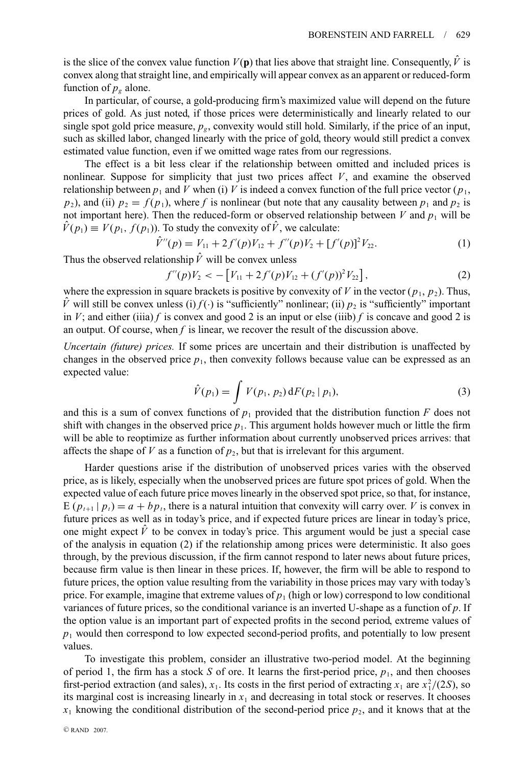is the slice of the convex value function $V(\mathbf{p})$ that lies above that straight line. Consequently, $\hat{V}$ is convex along that straight line, and empirically will appear convex as an apparent or reduced-form function of $p_g$ alone.

In particular, of course, a gold-producing firm's maximized value will depend on the future prices of gold. As just noted, if those prices were deterministically and linearly related to our single spot gold price measure, $p_g$, convexity would still hold. Similarly, if the price of an input, such as skilled labor, changed linearly with the price of gold, theory would still predict a convex estimated value function, even if we omitted wage rates from our regressions.

The effect is a bit less clear if the relationship between omitted and included prices is nonlinear. Suppose for simplicity that just two prices affect $V$, and examine the observed relationship between $p_1$ and $V$ when (i) $V$ is indeed a convex function of the full price vector ($p_1$, $p_2$), and (ii) $p_2 = f(p_1)$, where $f$ is nonlinear (but note that any causality between $p_1$ and $p_2$ is not important here). Then the reduced-form or observed relationship between $V$ and $p_1$ will be $\hat{V}(p_1) \equiv V(p_1, f(p_1))$. To study the convexity of $\hat{V}$, we calculate:

$$\hat{V}''(p) = V_{11} + 2f'(p)V_{12} + f''(p)V_2 + [f'(p)]^2 V_{22}. \tag{1}$$

Thus the observed relationship $\hat{V}$ will be convex unless

$$f''(p)V_2 < -\left[V_{11} + 2f'(p)V_{12} + (f'(p))^2 V_{22}\right], \tag{2}$$

where the expression in square brackets is positive by convexity of $V$ in the vector ($p_1$, $p_2$). Thus, $\hat{V}$ will still be convex unless (i) $f(\cdot)$ is "sufficiently" nonlinear; (ii) $p_2$ is "sufficiently" important in $V$; and either (iiia) $f$ is convex and good 2 is an input or else (iiib) $f$ is concave and good 2 is an output. Of course, when $f$ is linear, we recover the result of the discussion above.

*Uncertain (future) prices.* If some prices are uncertain and their distribution is unaffected by changes in the observed price $p_1$, then convexity follows because value can be expressed as an expected value:

$$\hat{V}(p_1) = \int V(p_1, p_2)\, \mathrm{d}F(p_2 \mid p_1), \tag{3}$$

and this is a sum of convex functions of $p_1$ provided that the distribution function $F$ does not shift with changes in the observed price $p_1$. This argument holds however much or little the firm will be able to reoptimize as further information about currently unobserved prices arrives: that affects the shape of $V$ as a function of $p_2$, but that is irrelevant for this argument.

Harder questions arise if the distribution of unobserved prices varies with the observed price, as is likely, especially when the unobserved prices are future spot prices of gold. When the expected value of each future price moves linearly in the observed spot price, so that, for instance, $\mathrm{E}\,(p_{t+1} \mid p_t) = a + bp_t$, there is a natural intuition that convexity will carry over. $V$ is convex in future prices as well as in today's price, and if expected future prices are linear in today's price, one might expect $\hat{V}$ to be convex in today's price. This argument would be just a special case of the analysis in equation (2) if the relationship among prices were deterministic. It also goes through, by the previous discussion, if the firm cannot respond to later news about future prices, because firm value is then linear in these prices. If, however, the firm will be able to respond to future prices, the option value resulting from the variability in those prices may vary with today's price. For example, imagine that extreme values of $p_1$ (high or low) correspond to low conditional variances of future prices, so the conditional variance is an inverted U-shape as a function of $p$. If the option value is an important part of expected profits in the second period, extreme values of $p_1$ would then correspond to low expected second-period profits, and potentially to low present values.

To investigate this problem, consider an illustrative two-period model. At the beginning of period 1, the firm has a stock $S$ of ore. It learns the first-period price, $p_1$, and then chooses first-period extraction (and sales), $x_1$. Its costs in the first period of extracting $x_1$ are $x_1^2/(2S)$, so its marginal cost is increasing linearly in $x_1$ and decreasing in total stock or reserves. It chooses $x_1$ knowing the conditional distribution of the second-period price $p_2$, and it knows that at the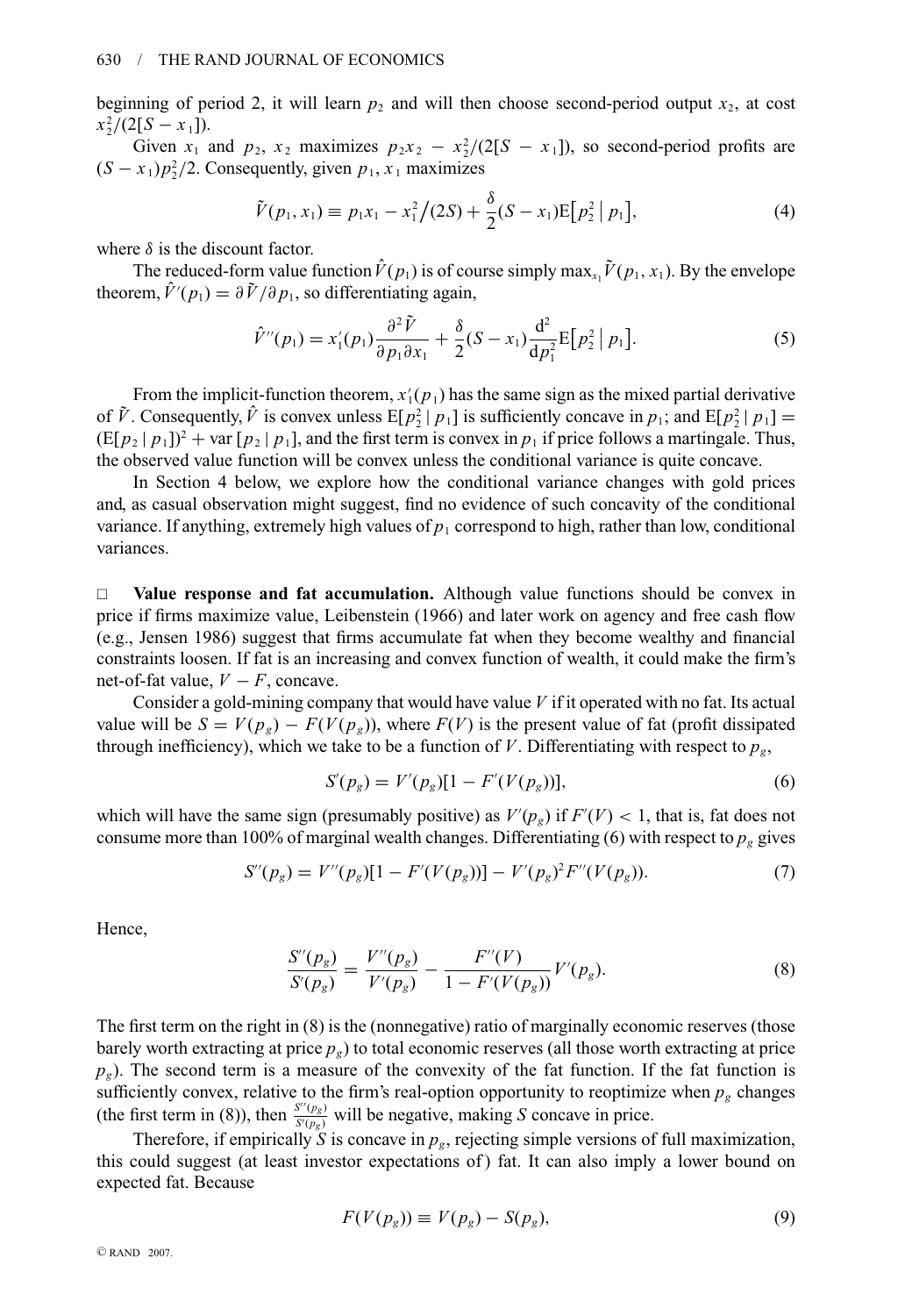beginning of period 2, it will learn $p_2$ and will then choose second-period output $x_2$, at cost $x_2^2/(2[S - x_1])$.

Given $x_1$ and $p_2$, $x_2$ maximizes $p_2 x_2 - x_2^2/(2[S - x_1])$, so second-period profits are $(S - x_1)p_2^2/2$. Consequently, given $p_1$, $x_1$ maximizes

$$\tilde{V}(p_1, x_1) \equiv p_1 x_1 - x_1^2\big/(2S) + \frac{\delta}{2}(S - x_1)\mathrm{E}\big[p_2^2 \mid p_1\big], \tag{4}$$

where $\delta$ is the discount factor.

The reduced-form value function $\hat{V}(p_1)$ is of course simply $\max_{x_1} \tilde{V}(p_1, x_1)$. By the envelope theorem, $\hat{V}'(p_1) = \partial \tilde{V}/\partial p_1$, so differentiating again,

$$\hat{V}''(p_1) = x_1'(p_1)\frac{\partial^2 \tilde{V}}{\partial p_1 \partial x_1} + \frac{\delta}{2}(S - x_1)\frac{\mathrm{d}^2}{\mathrm{d}p_1^2}\mathrm{E}\big[p_2^2 \mid p_1\big]. \tag{5}$$

From the implicit-function theorem, $x_1'(p_1)$ has the same sign as the mixed partial derivative of $\tilde{V}$. Consequently, $\hat{V}$ is convex unless $\mathrm{E}[p_2^2 \mid p_1]$ is sufficiently concave in $p_1$; and $\mathrm{E}[p_2^2 \mid p_1] = (\mathrm{E}[p_2 \mid p_1])^2 + \mathrm{var}\,[p_2 \mid p_1]$, and the first term is convex in $p_1$ if price follows a martingale. Thus, the observed value function will be convex unless the conditional variance is quite concave.

In Section 4 below, we explore how the conditional variance changes with gold prices and, as casual observation might suggest, find no evidence of such concavity of the conditional variance. If anything, extremely high values of $p_1$ correspond to high, rather than low, conditional variances.

□ **Value response and fat accumulation.** Although value functions should be convex in price if firms maximize value, Leibenstein (1966) and later work on agency and free cash flow (e.g., Jensen 1986) suggest that firms accumulate fat when they become wealthy and financial constraints loosen. If fat is an increasing and convex function of wealth, it could make the firm's net-of-fat value, $V - F$, concave.

Consider a gold-mining company that would have value $V$ if it operated with no fat. Its actual value will be $S = V(p_g) - F(V(p_g))$, where $F(V)$ is the present value of fat (profit dissipated through inefficiency), which we take to be a function of $V$. Differentiating with respect to $p_g$,

$$S'(p_g) = V'(p_g)[1 - F'(V(p_g))], \tag{6}$$

which will have the same sign (presumably positive) as $V'(p_g)$ if $F'(V) < 1$, that is, fat does not consume more than 100% of marginal wealth changes. Differentiating (6) with respect to $p_g$ gives

$$S''(p_g) = V''(p_g)[1 - F'(V(p_g))] - V'(p_g)^2 F''(V(p_g)). \tag{7}$$

Hence,

$$\frac{S''(p_g)}{S'(p_g)} = \frac{V''(p_g)}{V'(p_g)} - \frac{F''(V)}{1 - F'(V(p_g))}V'(p_g). \tag{8}$$

The first term on the right in (8) is the (nonnegative) ratio of marginally economic reserves (those barely worth extracting at price $p_g$) to total economic reserves (all those worth extracting at price $p_g$). The second term is a measure of the convexity of the fat function. If the fat function is sufficiently convex, relative to the firm's real-option opportunity to reoptimize when $p_g$ changes (the first term in (8)), then $\frac{S''(p_g)}{S'(p_g)}$ will be negative, making $S$ concave in price.

Therefore, if empirically $S$ is concave in $p_g$, rejecting simple versions of full maximization, this could suggest (at least investor expectations of) fat. It can also imply a lower bound on expected fat. Because

$$F(V(p_g)) \equiv V(p_g) - S(p_g), \tag{9}$$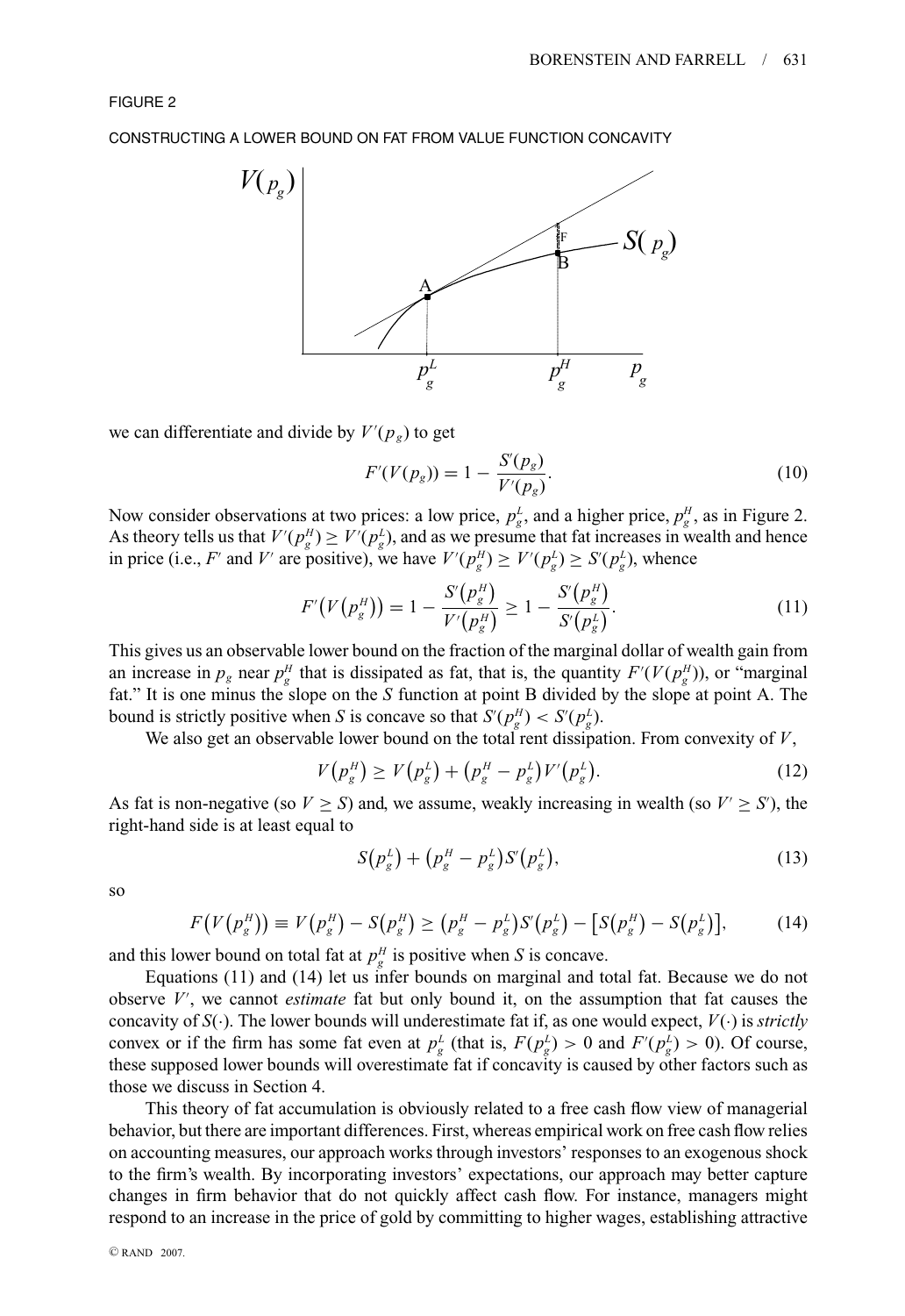FIGURE 2

CONSTRUCTING A LOWER BOUND ON FAT FROM VALUE FUNCTION CONCAVITY

we can differentiate and divide by $V'(p_g)$ to get

$$F'(V(p_g)) = 1 - \frac{S'(p_g)}{V'(p_g)}. \tag{10}$$

Now consider observations at two prices: a low price, $p_g^L$, and a higher price, $p_g^H$, as in Figure 2. As theory tells us that $V'(p_g^H) \geq V'(p_g^L)$, and as we presume that fat increases in wealth and hence in price (i.e., $F'$ and $V'$ are positive), we have $V'(p_g^H) \geq V'(p_g^L) \geq S'(p_g^L)$, whence

$$F'\big(V\big(p_g^H\big)\big) = 1 - \frac{S'\big(p_g^H\big)}{V'\big(p_g^H\big)} \geq 1 - \frac{S'\big(p_g^H\big)}{S'\big(p_g^L\big)}. \tag{11}$$

This gives us an observable lower bound on the fraction of the marginal dollar of wealth gain from an increase in $p_g$ near $p_g^H$ that is dissipated as fat, that is, the quantity $F'(V(p_g^H))$, or "marginal fat." It is one minus the slope on the $S$ function at point B divided by the slope at point A. The bound is strictly positive when $S$ is concave so that $S'(p_g^H) < S'(p_g^L)$.

We also get an observable lower bound on the total rent dissipation. From convexity of $V$,

$$V\big(p_g^H\big) \geq V\big(p_g^L\big) + \big(p_g^H - p_g^L\big)V'\big(p_g^L\big). \tag{12}$$

As fat is non-negative (so $V \geq S$) and, we assume, weakly increasing in wealth (so $V' \geq S'$), the right-hand side is at least equal to

$$S\big(p_g^L\big) + \big(p_g^H - p_g^L\big)S'\big(p_g^L\big), \tag{13}$$

so

$$F\big(V\big(p_g^H\big)\big) \equiv V\big(p_g^H\big) - S\big(p_g^H\big) \geq \big(p_g^H - p_g^L\big)S'\big(p_g^L\big) - \big[S\big(p_g^H\big) - S\big(p_g^L\big)\big], \tag{14}$$

and this lower bound on total fat at $p_g^H$ is positive when $S$ is concave.

Equations (11) and (14) let us infer bounds on marginal and total fat. Because we do not observe $V'$, we cannot *estimate* fat but only bound it, on the assumption that fat causes the concavity of $S(\cdot)$. The lower bounds will underestimate fat if, as one would expect, $V(\cdot)$ is *strictly* convex or if the firm has some fat even at $p_g^L$ (that is, $F(p_g^L) > 0$ and $F'(p_g^L) > 0$). Of course, these supposed lower bounds will overestimate fat if concavity is caused by other factors such as those we discuss in Section 4.

This theory of fat accumulation is obviously related to a free cash flow view of managerial behavior, but there are important differences. First, whereas empirical work on free cash flow relies on accounting measures, our approach works through investors' responses to an exogenous shock to the firm's wealth. By incorporating investors' expectations, our approach may better capture changes in firm behavior that do not quickly affect cash flow. For instance, managers might respond to an increase in the price of gold by committing to higher wages, establishing attractive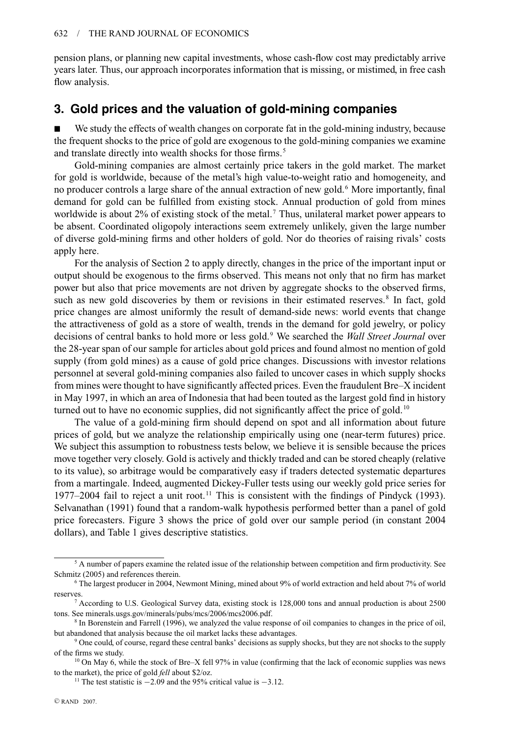pension plans, or planning new capital investments, whose cash-flow cost may predictably arrive years later. Thus, our approach incorporates information that is missing, or mistimed, in free cash flow analysis.

## 3. Gold prices and the valuation of gold-mining companies

■ We study the effects of wealth changes on corporate fat in the gold-mining industry, because the frequent shocks to the price of gold are exogenous to the gold-mining companies we examine and translate directly into wealth shocks for those firms.[5]

Gold-mining companies are almost certainly price takers in the gold market. The market for gold is worldwide, because of the metal's high value-to-weight ratio and homogeneity, and no producer controls a large share of the annual extraction of new gold.[6] More importantly, final demand for gold can be fulfilled from existing stock. Annual production of gold from mines worldwide is about 2% of existing stock of the metal.[7] Thus, unilateral market power appears to be absent. Coordinated oligopoly interactions seem extremely unlikely, given the large number of diverse gold-mining firms and other holders of gold. Nor do theories of raising rivals' costs apply here.

For the analysis of Section 2 to apply directly, changes in the price of the important input or output should be exogenous to the firms observed. This means not only that no firm has market power but also that price movements are not driven by aggregate shocks to the observed firms, such as new gold discoveries by them or revisions in their estimated reserves.[8] In fact, gold price changes are almost uniformly the result of demand-side news: world events that change the attractiveness of gold as a store of wealth, trends in the demand for gold jewelry, or policy decisions of central banks to hold more or less gold.[9] We searched the *Wall Street Journal* over the 28-year span of our sample for articles about gold prices and found almost no mention of gold supply (from gold mines) as a cause of gold price changes. Discussions with investor relations personnel at several gold-mining companies also failed to uncover cases in which supply shocks from mines were thought to have significantly affected prices. Even the fraudulent Bre–X incident in May 1997, in which an area of Indonesia that had been touted as the largest gold find in history turned out to have no economic supplies, did not significantly affect the price of gold.[10]

The value of a gold-mining firm should depend on spot and all information about future prices of gold, but we analyze the relationship empirically using one (near-term futures) price. We subject this assumption to robustness tests below, we believe it is sensible because the prices move together very closely. Gold is actively and thickly traded and can be stored cheaply (relative to its value), so arbitrage would be comparatively easy if traders detected systematic departures from a martingale. Indeed, augmented Dickey-Fuller tests using our weekly gold price series for 1977–2004 fail to reject a unit root.[11] This is consistent with the findings of Pindyck (1993). Selvanathan (1991) found that a random-walk hypothesis performed better than a panel of gold price forecasters. Figure 3 shows the price of gold over our sample period (in constant 2004 dollars), and Table 1 gives descriptive statistics.

---

[5] A number of papers examine the related issue of the relationship between competition and firm productivity. See Schmitz (2005) and references therein.

[6] The largest producer in 2004, Newmont Mining, mined about 9% of world extraction and held about 7% of world reserves.

[7] According to U.S. Geological Survey data, existing stock is 128,000 tons and annual production is about 2500 tons. See minerals.usgs.gov/minerals/pubs/mcs/2006/mcs2006.pdf.

[8] In Borenstein and Farrell (1996), we analyzed the value response of oil companies to changes in the price of oil, but abandoned that analysis because the oil market lacks these advantages.

[9] One could, of course, regard these central banks' decisions as supply shocks, but they are not shocks to the supply of the firms we study.

[10] On May 6, while the stock of Bre–X fell 97% in value (confirming that the lack of economic supplies was news to the market), the price of gold *fell* about \$2/oz.

[11] The test statistic is $-2.09$ and the 95% critical value is $-3.12$.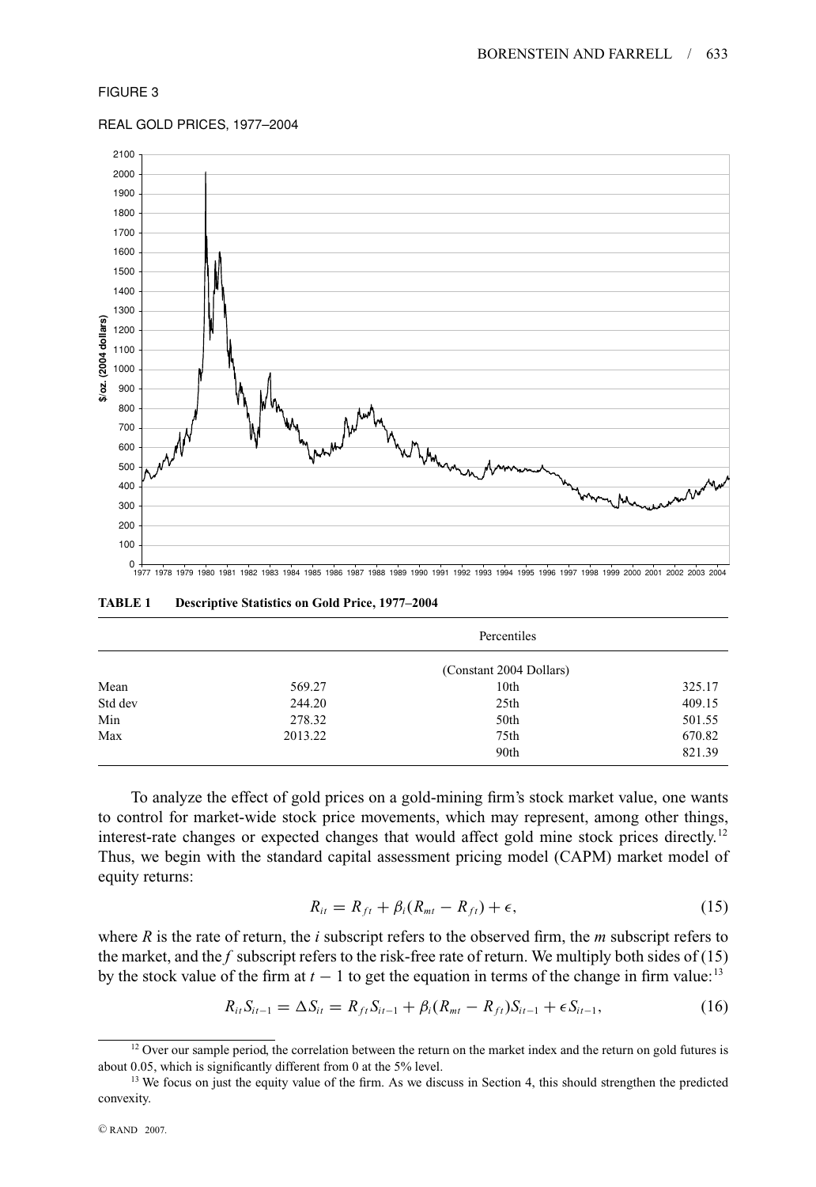FIGURE 3

REAL GOLD PRICES, 1977–2004

**TABLE 1 Descriptive Statistics on Gold Price, 1977–2004**

| | | Percentiles | |
|---|---|---|---|
| | | (Constant 2004 Dollars) | |
| Mean | 569.27 | 10th | 325.17 |
| Std dev | 244.20 | 25th | 409.15 |
| Min | 278.32 | 50th | 501.55 |
| Max | 2013.22 | 75th | 670.82 |
| | | 90th | 821.39 |

To analyze the effect of gold prices on a gold-mining firm's stock market value, one wants to control for market-wide stock price movements, which may represent, among other things, interest-rate changes or expected changes that would affect gold mine stock prices directly.[12] Thus, we begin with the standard capital assessment pricing model (CAPM) market model of equity returns:

$$R_{it} = R_{ft} + \beta_i(R_{mt} - R_{ft}) + \epsilon, \tag{15}$$

where $R$ is the rate of return, the $i$ subscript refers to the observed firm, the $m$ subscript refers to the market, and the $f$ subscript refers to the risk-free rate of return. We multiply both sides of (15) by the stock value of the firm at $t-1$ to get the equation in terms of the change in firm value:[13]

$$R_{it}S_{it-1} = \Delta S_{it} = R_{ft}S_{it-1} + \beta_i(R_{mt} - R_{ft})S_{it-1} + \epsilon S_{it-1}, \tag{16}$$

[12] Over our sample period, the correlation between the return on the market index and the return on gold futures is about 0.05, which is significantly different from 0 at the 5% level.

[13] We focus on just the equity value of the firm. As we discuss in Section 4, this should strengthen the predicted convexity.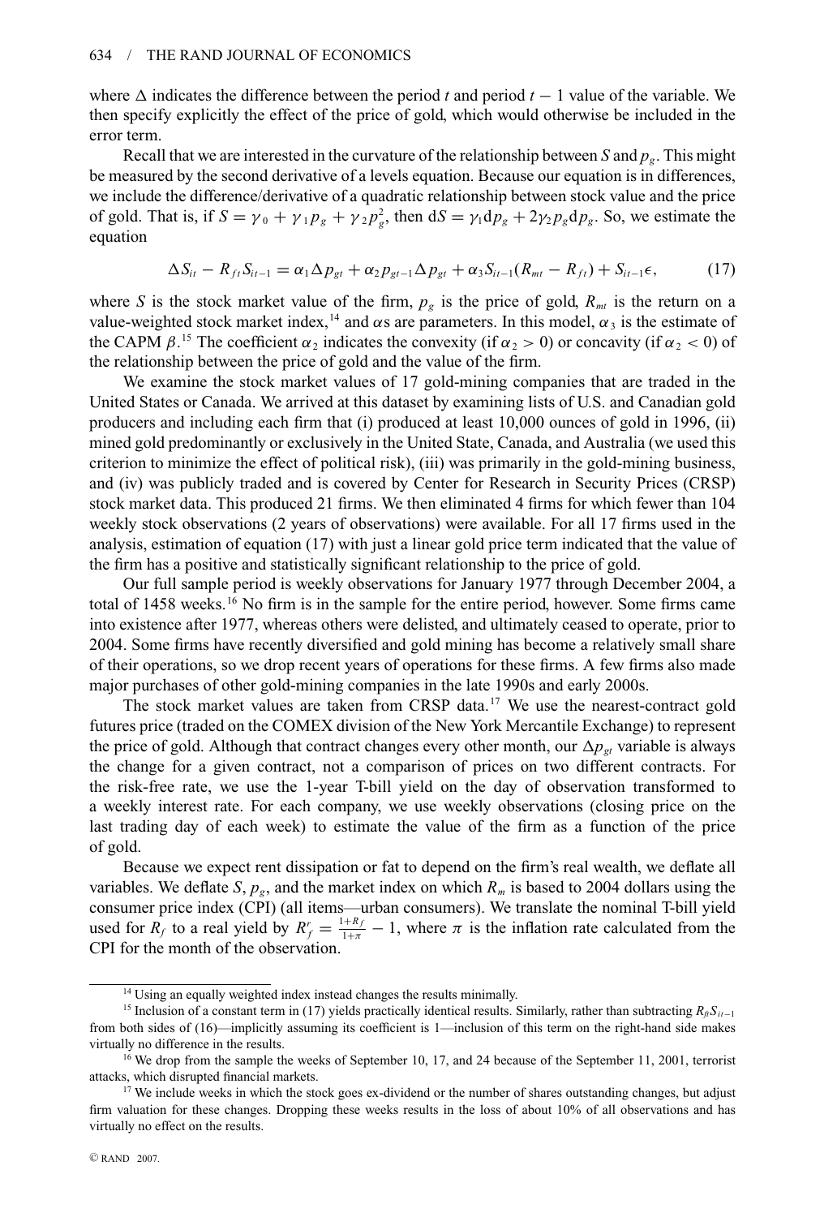where $\Delta$ indicates the difference between the period $t$ and period $t-1$ value of the variable. We then specify explicitly the effect of the price of gold, which would otherwise be included in the error term.

Recall that we are interested in the curvature of the relationship between $S$ and $p_g$. This might be measured by the second derivative of a levels equation. Because our equation is in differences, we include the difference/derivative of a quadratic relationship between stock value and the price of gold. That is, if $S = \gamma_0 + \gamma_1 p_g + \gamma_2 p_g^2$, then $\mathrm{d}S = \gamma_1 \mathrm{d}p_g + 2\gamma_2 p_g \mathrm{d}p_g$. So, we estimate the equation

$$\Delta S_{it} - R_{ft} S_{it-1} = \alpha_1 \Delta p_{gt} + \alpha_2 p_{gt-1} \Delta p_{gt} + \alpha_3 S_{it-1}(R_{mt} - R_{ft}) + S_{it-1}\epsilon, \tag{17}$$

where $S$ is the stock market value of the firm, $p_g$ is the price of gold, $R_{mt}$ is the return on a value-weighted stock market index,[14] and $\alpha$s are parameters. In this model, $\alpha_3$ is the estimate of the CAPM $\beta$.[15] The coefficient $\alpha_2$ indicates the convexity (if $\alpha_2 > 0$) or concavity (if $\alpha_2 < 0$) of the relationship between the price of gold and the value of the firm.

We examine the stock market values of 17 gold-mining companies that are traded in the United States or Canada. We arrived at this dataset by examining lists of U.S. and Canadian gold producers and including each firm that (i) produced at least 10,000 ounces of gold in 1996, (ii) mined gold predominantly or exclusively in the United State, Canada, and Australia (we used this criterion to minimize the effect of political risk), (iii) was primarily in the gold-mining business, and (iv) was publicly traded and is covered by Center for Research in Security Prices (CRSP) stock market data. This produced 21 firms. We then eliminated 4 firms for which fewer than 104 weekly stock observations (2 years of observations) were available. For all 17 firms used in the analysis, estimation of equation (17) with just a linear gold price term indicated that the value of the firm has a positive and statistically significant relationship to the price of gold.

Our full sample period is weekly observations for January 1977 through December 2004, a total of 1458 weeks.[16] No firm is in the sample for the entire period, however. Some firms came into existence after 1977, whereas others were delisted, and ultimately ceased to operate, prior to 2004. Some firms have recently diversified and gold mining has become a relatively small share of their operations, so we drop recent years of operations for these firms. A few firms also made major purchases of other gold-mining companies in the late 1990s and early 2000s.

The stock market values are taken from CRSP data.[17] We use the nearest-contract gold futures price (traded on the COMEX division of the New York Mercantile Exchange) to represent the price of gold. Although that contract changes every other month, our $\Delta p_{gt}$ variable is always the change for a given contract, not a comparison of prices on two different contracts. For the risk-free rate, we use the 1-year T-bill yield on the day of observation transformed to a weekly interest rate. For each company, we use weekly observations (closing price on the last trading day of each week) to estimate the value of the firm as a function of the price of gold.

Because we expect rent dissipation or fat to depend on the firm's real wealth, we deflate all variables. We deflate $S$, $p_g$, and the market index on which $R_m$ is based to 2004 dollars using the consumer price index (CPI) (all items—urban consumers). We translate the nominal T-bill yield used for $R_f$ to a real yield by $R_f^r = \frac{1+R_f}{1+\pi} - 1$, where $\pi$ is the inflation rate calculated from the CPI for the month of the observation.

---

[14] Using an equally weighted index instead changes the results minimally.

[15] Inclusion of a constant term in (17) yields practically identical results. Similarly, rather than subtracting $R_{ft}S_{it-1}$ from both sides of (16)—implicitly assuming its coefficient is 1—inclusion of this term on the right-hand side makes virtually no difference in the results.

[16] We drop from the sample the weeks of September 10, 17, and 24 because of the September 11, 2001, terrorist attacks, which disrupted financial markets.

[17] We include weeks in which the stock goes ex-dividend or the number of shares outstanding changes, but adjust firm valuation for these changes. Dropping these weeks results in the loss of about 10% of all observations and has virtually no effect on the results.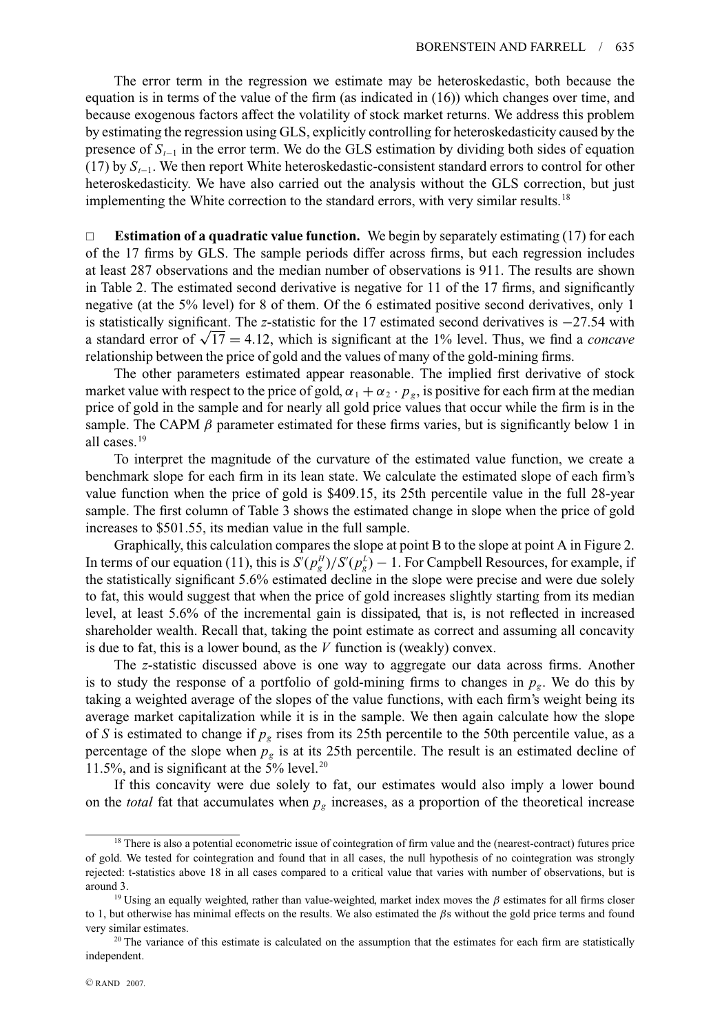The error term in the regression we estimate may be heteroskedastic, both because the equation is in terms of the value of the firm (as indicated in (16)) which changes over time, and because exogenous factors affect the volatility of stock market returns. We address this problem by estimating the regression using GLS, explicitly controlling for heteroskedasticity caused by the presence of $S_{t-1}$ in the error term. We do the GLS estimation by dividing both sides of equation (17) by $S_{t-1}$. We then report White heteroskedastic-consistent standard errors to control for other heteroskedasticity. We have also carried out the analysis without the GLS correction, but just implementing the White correction to the standard errors, with very similar results.[18]

□ **Estimation of a quadratic value function.** We begin by separately estimating (17) for each of the 17 firms by GLS. The sample periods differ across firms, but each regression includes at least 287 observations and the median number of observations is 911. The results are shown in Table 2. The estimated second derivative is negative for 11 of the 17 firms, and significantly negative (at the 5% level) for 8 of them. Of the 6 estimated positive second derivatives, only 1 is statistically significant. The $z$-statistic for the 17 estimated second derivatives is $-27.54$ with a standard error of $\sqrt{17} = 4.12$, which is significant at the 1% level. Thus, we find a *concave* relationship between the price of gold and the values of many of the gold-mining firms.

The other parameters estimated appear reasonable. The implied first derivative of stock market value with respect to the price of gold, $\alpha_1 + \alpha_2 \cdot p_g$, is positive for each firm at the median price of gold in the sample and for nearly all gold price values that occur while the firm is in the sample. The CAPM $\beta$ parameter estimated for these firms varies, but is significantly below 1 in all cases.[19]

To interpret the magnitude of the curvature of the estimated value function, we create a benchmark slope for each firm in its lean state. We calculate the estimated slope of each firm's value function when the price of gold is \$409.15, its 25th percentile value in the full 28-year sample. The first column of Table 3 shows the estimated change in slope when the price of gold increases to \$501.55, its median value in the full sample.

Graphically, this calculation compares the slope at point B to the slope at point A in Figure 2. In terms of our equation (11), this is $S'(p_g^H)/S'(p_g^L) - 1$. For Campbell Resources, for example, if the statistically significant 5.6% estimated decline in the slope were precise and were due solely to fat, this would suggest that when the price of gold increases slightly starting from its median level, at least 5.6% of the incremental gain is dissipated, that is, is not reflected in increased shareholder wealth. Recall that, taking the point estimate as correct and assuming all concavity is due to fat, this is a lower bound, as the $V$ function is (weakly) convex.

The $z$-statistic discussed above is one way to aggregate our data across firms. Another is to study the response of a portfolio of gold-mining firms to changes in $p_g$. We do this by taking a weighted average of the slopes of the value functions, with each firm's weight being its average market capitalization while it is in the sample. We then again calculate how the slope of $S$ is estimated to change if $p_g$ rises from its 25th percentile to the 50th percentile value, as a percentage of the slope when $p_g$ is at its 25th percentile. The result is an estimated decline of 11.5%, and is significant at the 5% level.[20]

If this concavity were due solely to fat, our estimates would also imply a lower bound on the *total* fat that accumulates when $p_g$ increases, as a proportion of the theoretical increase

---

[18] There is also a potential econometric issue of cointegration of firm value and the (nearest-contract) futures price of gold. We tested for cointegration and found that in all cases, the null hypothesis of no cointegration was strongly rejected: t-statistics above 18 in all cases compared to a critical value that varies with number of observations, but is around 3.

[19] Using an equally weighted, rather than value-weighted, market index moves the $\beta$ estimates for all firms closer to 1, but otherwise has minimal effects on the results. We also estimated the $\beta$s without the gold price terms and found very similar estimates.

[20] The variance of this estimate is calculated on the assumption that the estimates for each firm are statistically independent.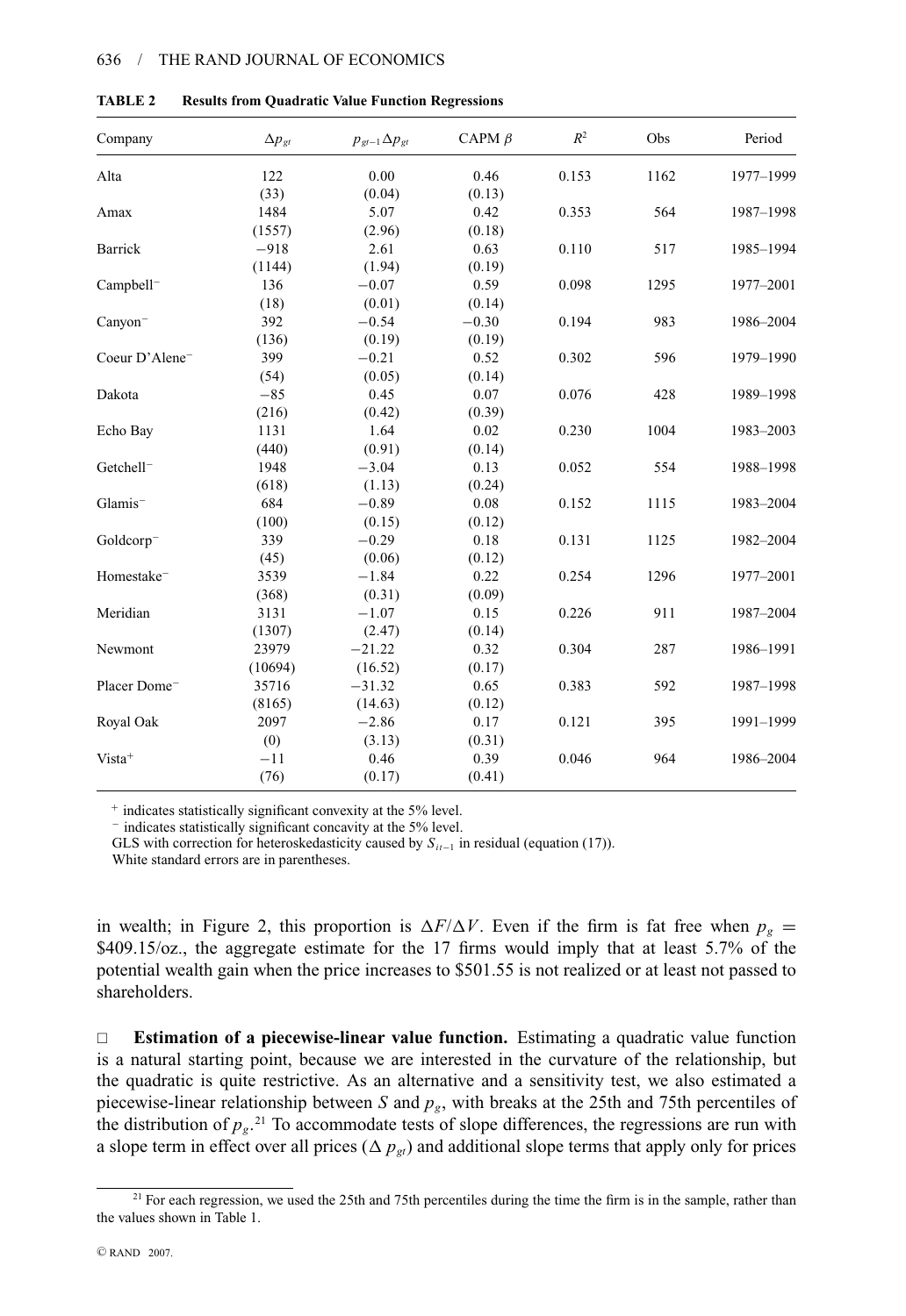**TABLE 2 Results from Quadratic Value Function Regressions**

| Company | $\Delta p_{gt}$ | $p_{gt-1}\Delta p_{gt}$ | CAPM $\beta$ | $R^2$ | Obs | Period |
|---|---|---|---|---|---|---|
| Alta | 122 | 0.00 | 0.46 | 0.153 | 1162 | 1977–1999 |
| | (33) | (0.04) | (0.13) | | | |
| Amax | 1484 | 5.07 | 0.42 | 0.353 | 564 | 1987–1998 |
| | (1557) | (2.96) | (0.18) | | | |
| Barrick | −918 | 2.61 | 0.63 | 0.110 | 517 | 1985–1994 |
| | (1144) | (1.94) | (0.19) | | | |
| Campbell[−] | 136 | −0.07 | 0.59 | 0.098 | 1295 | 1977–2001 |
| | (18) | (0.01) | (0.14) | | | |
| Canyon[−] | 392 | −0.54 | −0.30 | 0.194 | 983 | 1986–2004 |
| | (136) | (0.19) | (0.19) | | | |
| Coeur D'Alene[−] | 399 | −0.21 | 0.52 | 0.302 | 596 | 1979–1990 |
| | (54) | (0.05) | (0.14) | | | |
| Dakota | −85 | 0.45 | 0.07 | 0.076 | 428 | 1989–1998 |
| | (216) | (0.42) | (0.39) | | | |
| Echo Bay | 1131 | 1.64 | 0.02 | 0.230 | 1004 | 1983–2003 |
| | (440) | (0.91) | (0.14) | | | |
| Getchell[−] | 1948 | −3.04 | 0.13 | 0.052 | 554 | 1988–1998 |
| | (618) | (1.13) | (0.24) | | | |
| Glamis[−] | 684 | −0.89 | 0.08 | 0.152 | 1115 | 1983–2004 |
| | (100) | (0.15) | (0.12) | | | |
| Goldcorp[−] | 339 | −0.29 | 0.18 | 0.131 | 1125 | 1982–2004 |
| | (45) | (0.06) | (0.12) | | | |
| Homestake[−] | 3539 | −1.84 | 0.22 | 0.254 | 1296 | 1977–2001 |
| | (368) | (0.31) | (0.09) | | | |
| Meridian | 3131 | −1.07 | 0.15 | 0.226 | 911 | 1987–2004 |
| | (1307) | (2.47) | (0.14) | | | |
| Newmont | 23979 | −21.22 | 0.32 | 0.304 | 287 | 1986–1991 |
| | (10694) | (16.52) | (0.17) | | | |
| Placer Dome[−] | 35716 | −31.32 | 0.65 | 0.383 | 592 | 1987–1998 |
| | (8165) | (14.63) | (0.12) | | | |
| Royal Oak | 2097 | −2.86 | 0.17 | 0.121 | 395 | 1991–1999 |
| | (0) | (3.13) | (0.31) | | | |
| Vista[+] | −11 | 0.46 | 0.39 | 0.046 | 964 | 1986–2004 |
| | (76) | (0.17) | (0.41) | | | |

[+] indicates statistically significant convexity at the 5% level.
[−] indicates statistically significant concavity at the 5% level.
GLS with correction for heteroskedasticity caused by $S_{it-1}$ in residual (equation (17)).
White standard errors are in parentheses.

in wealth; in Figure 2, this proportion is $\Delta F/\Delta V$. Even if the firm is fat free when $p_g =$ \$409.15/oz., the aggregate estimate for the 17 firms would imply that at least 5.7% of the potential wealth gain when the price increases to \$501.55 is not realized or at least not passed to shareholders.

□ **Estimation of a piecewise-linear value function.** Estimating a quadratic value function is a natural starting point, because we are interested in the curvature of the relationship, but the quadratic is quite restrictive. As an alternative and a sensitivity test, we also estimated a piecewise-linear relationship between $S$ and $p_g$, with breaks at the 25th and 75th percentiles of the distribution of $p_g$.[21] To accommodate tests of slope differences, the regressions are run with a slope term in effect over all prices ($\Delta p_{gt}$) and additional slope terms that apply only for prices

[21] For each regression, we used the 25th and 75th percentiles during the time the firm is in the sample, rather than the values shown in Table 1.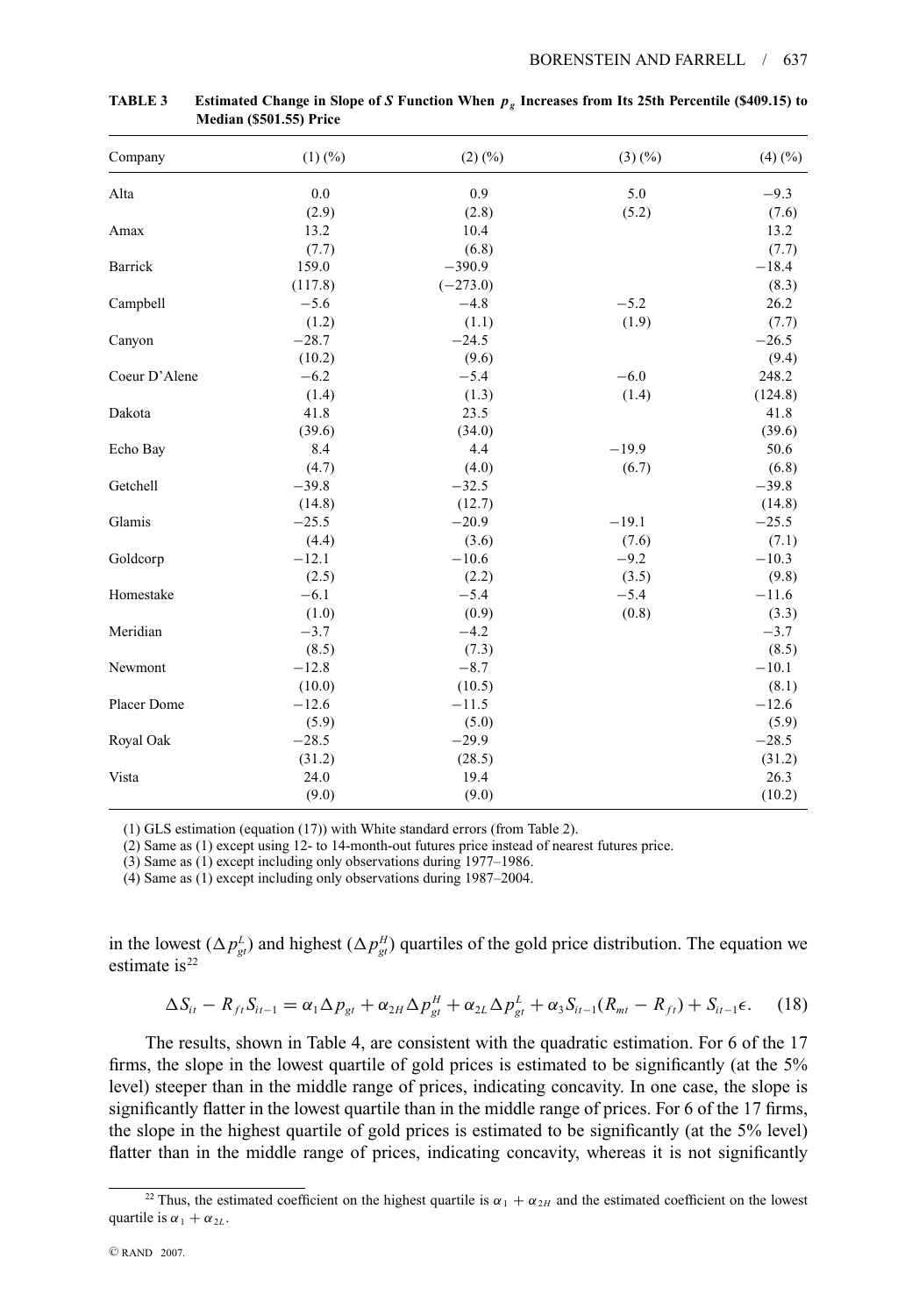**TABLE 3 Estimated Change in Slope of *S* Function When $p_g$ Increases from Its 25th Percentile (\$409.15) to Median (\$501.55) Price**

| Company | (1) (%) | (2) (%) | (3) (%) | (4) (%) |
|---|---|---|---|---|
| Alta | 0.0 | 0.9 | 5.0 | −9.3 |
| | (2.9) | (2.8) | (5.2) | (7.6) |
| Amax | 13.2 | 10.4 | | 13.2 |
| | (7.7) | (6.8) | | (7.7) |
| Barrick | 159.0 | −390.9 | | −18.4 |
| | (117.8) | (−273.0) | | (8.3) |
| Campbell | −5.6 | −4.8 | −5.2 | 26.2 |
| | (1.2) | (1.1) | (1.9) | (7.7) |
| Canyon | −28.7 | −24.5 | | −26.5 |
| | (10.2) | (9.6) | | (9.4) |
| Coeur D'Alene | −6.2 | −5.4 | −6.0 | 248.2 |
| | (1.4) | (1.3) | (1.4) | (124.8) |
| Dakota | 41.8 | 23.5 | | 41.8 |
| | (39.6) | (34.0) | | (39.6) |
| Echo Bay | 8.4 | 4.4 | −19.9 | 50.6 |
| | (4.7) | (4.0) | (6.7) | (6.8) |
| Getchell | −39.8 | −32.5 | | −39.8 |
| | (14.8) | (12.7) | | (14.8) |
| Glamis | −25.5 | −20.9 | −19.1 | −25.5 |
| | (4.4) | (3.6) | (7.6) | (7.1) |
| Goldcorp | −12.1 | −10.6 | −9.2 | −10.3 |
| | (2.5) | (2.2) | (3.5) | (9.8) |
| Homestake | −6.1 | −5.4 | −5.4 | −11.6 |
| | (1.0) | (0.9) | (0.8) | (3.3) |
| Meridian | −3.7 | −4.2 | | −3.7 |
| | (8.5) | (7.3) | | (8.5) |
| Newmont | −12.8 | −8.7 | | −10.1 |
| | (10.0) | (10.5) | | (8.1) |
| Placer Dome | −12.6 | −11.5 | | −12.6 |
| | (5.9) | (5.0) | | (5.9) |
| Royal Oak | −28.5 | −29.9 | | −28.5 |
| | (31.2) | (28.5) | | (31.2) |
| Vista | 24.0 | 19.4 | | 26.3 |
| | (9.0) | (9.0) | | (10.2) |

(1) GLS estimation (equation (17)) with White standard errors (from Table 2).
(2) Same as (1) except using 12- to 14-month-out futures price instead of nearest futures price.
(3) Same as (1) except including only observations during 1977–1986.
(4) Same as (1) except including only observations during 1987–2004.

in the lowest ($\Delta p_{gt}^{L}$) and highest ($\Delta p_{gt}^{H}$) quartiles of the gold price distribution. The equation we estimate is[22]

$$\Delta S_{it} - R_{ft} S_{it-1} = \alpha_1 \Delta p_{gt} + \alpha_{2H} \Delta p_{gt}^{H} + \alpha_{2L} \Delta p_{gt}^{L} + \alpha_3 S_{it-1}(R_{mt} - R_{ft}) + S_{it-1}\epsilon. \quad (18)$$

The results, shown in Table 4, are consistent with the quadratic estimation. For 6 of the 17 firms, the slope in the lowest quartile of gold prices is estimated to be significantly (at the 5% level) steeper than in the middle range of prices, indicating concavity. In one case, the slope is significantly flatter in the lowest quartile than in the middle range of prices. For 6 of the 17 firms, the slope in the highest quartile of gold prices is estimated to be significantly (at the 5% level) flatter than in the middle range of prices, indicating concavity, whereas it is not significantly

[22] Thus, the estimated coefficient on the highest quartile is $\alpha_1 + \alpha_{2H}$ and the estimated coefficient on the lowest quartile is $\alpha_1 + \alpha_{2L}$.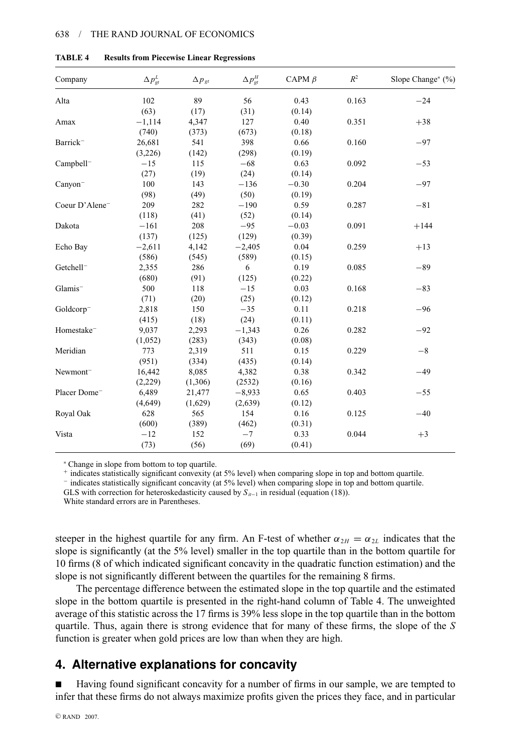**TABLE 4 Results from Piecewise Linear Regressions**

| Company | $\Delta p_{gt}^{L}$ | $\Delta p_{gt}$ | $\Delta p_{gt}^{H}$ | CAPM $\beta$ | $R^2$ | Slope Change* (%) |
|---|---|---|---|---|---|---|
| Alta | 102 | 89 | 56 | 0.43 | 0.163 | −24 |
| | (63) | (17) | (31) | (0.14) | | |
| Amax | −1,114 | 4,347 | 127 | 0.40 | 0.351 | +38 |
| | (740) | (373) | (673) | (0.18) | | |
| Barrick⁻ | 26,681 | 541 | 398 | 0.66 | 0.160 | −97 |
| | (3,226) | (142) | (298) | (0.19) | | |
| Campbell⁻ | −15 | 115 | −68 | 0.63 | 0.092 | −53 |
| | (27) | (19) | (24) | (0.14) | | |
| Canyon⁻ | 100 | 143 | −136 | −0.30 | 0.204 | −97 |
| | (98) | (49) | (50) | (0.19) | | |
| Coeur D'Alene⁻ | 209 | 282 | −190 | 0.59 | 0.287 | −81 |
| | (118) | (41) | (52) | (0.14) | | |
| Dakota | −161 | 208 | −95 | −0.03 | 0.091 | +144 |
| | (137) | (125) | (129) | (0.39) | | |
| Echo Bay | −2,611 | 4,142 | −2,405 | 0.04 | 0.259 | +13 |
| | (586) | (545) | (589) | (0.15) | | |
| Getchell⁻ | 2,355 | 286 | 6 | 0.19 | 0.085 | −89 |
| | (680) | (91) | (125) | (0.22) | | |
| Glamis⁻ | 500 | 118 | −15 | 0.03 | 0.168 | −83 |
| | (71) | (20) | (25) | (0.12) | | |
| Goldcorp⁻ | 2,818 | 150 | −35 | 0.11 | 0.218 | −96 |
| | (415) | (18) | (24) | (0.11) | | |
| Homestake⁻ | 9,037 | 2,293 | −1,343 | 0.26 | 0.282 | −92 |
| | (1,052) | (283) | (343) | (0.08) | | |
| Meridian | 773 | 2,319 | 511 | 0.15 | 0.229 | −8 |
| | (951) | (334) | (435) | (0.14) | | |
| Newmont⁻ | 16,442 | 8,085 | 4,382 | 0.38 | 0.342 | −49 |
| | (2,229) | (1,306) | (2532) | (0.16) | | |
| Placer Dome⁻ | 6,489 | 21,477 | −8,933 | 0.65 | 0.403 | −55 |
| | (4,649) | (1,629) | (2,639) | (0.12) | | |
| Royal Oak | 628 | 565 | 154 | 0.16 | 0.125 | −40 |
| | (600) | (389) | (462) | (0.31) | | |
| Vista | −12 | 152 | −7 | 0.33 | 0.044 | +3 |
| | (73) | (56) | (69) | (0.41) | | |

\* Change in slope from bottom to top quartile.
\+ indicates statistically significant convexity (at 5% level) when comparing slope in top and bottom quartile.
− indicates statistically significant concavity (at 5% level) when comparing slope in top and bottom quartile.
GLS with correction for heteroskedasticity caused by $S_{it-1}$ in residual (equation (18)).
White standard errors are in Parentheses.

steeper in the highest quartile for any firm. An F-test of whether $\alpha_{2H} = \alpha_{2L}$ indicates that the slope is significantly (at the 5% level) smaller in the top quartile than in the bottom quartile for 10 firms (8 of which indicated significant concavity in the quadratic function estimation) and the slope is not significantly different between the quartiles for the remaining 8 firms.

The percentage difference between the estimated slope in the top quartile and the estimated slope in the bottom quartile is presented in the right-hand column of Table 4. The unweighted average of this statistic across the 17 firms is 39% less slope in the top quartile than in the bottom quartile. Thus, again there is strong evidence that for many of these firms, the slope of the *S* function is greater when gold prices are low than when they are high.

## 4. Alternative explanations for concavity

■ Having found significant concavity for a number of firms in our sample, we are tempted to infer that these firms do not always maximize profits given the prices they face, and in particular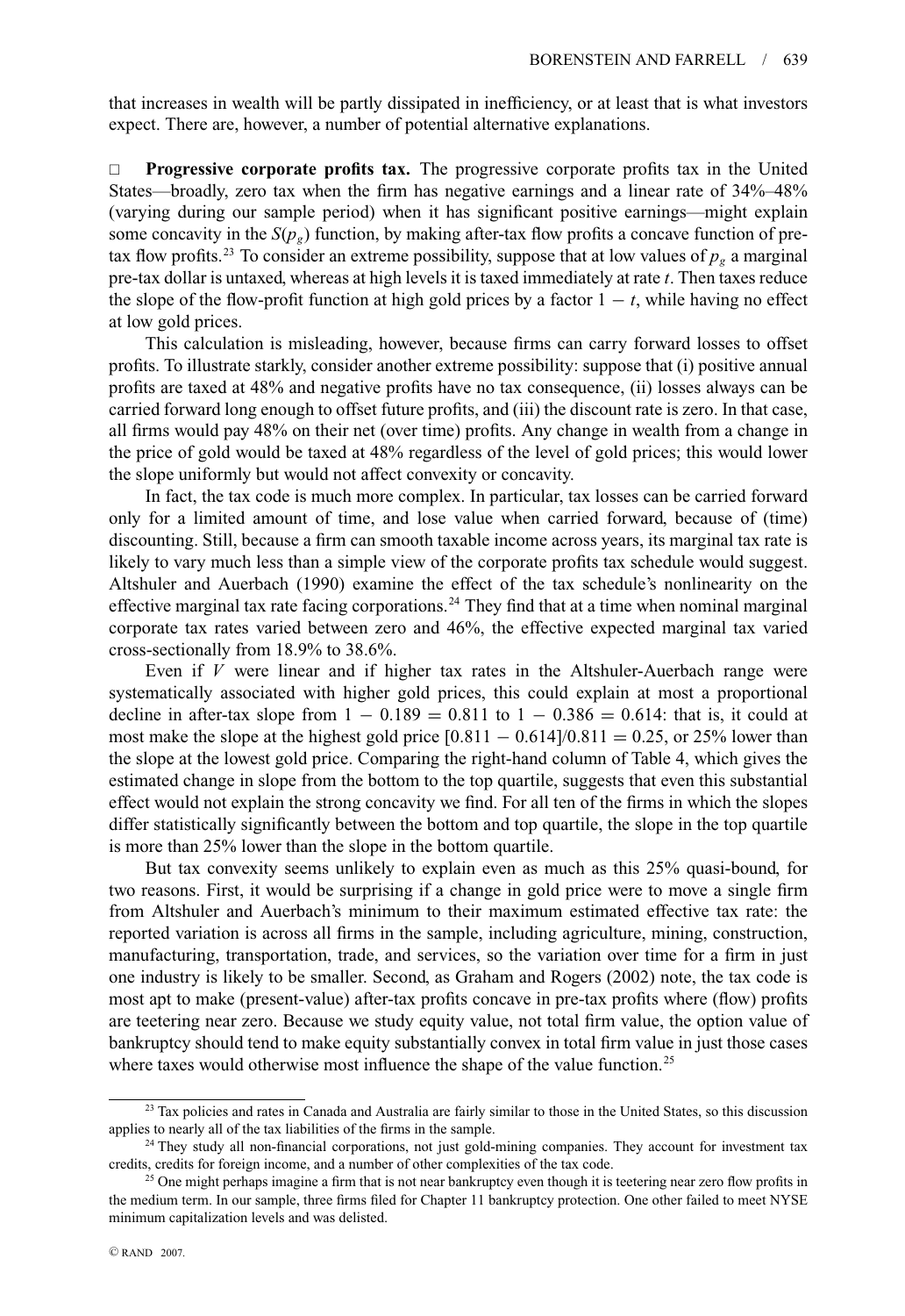that increases in wealth will be partly dissipated in inefficiency, or at least that is what investors expect. There are, however, a number of potential alternative explanations.

□ **Progressive corporate profits tax.** The progressive corporate profits tax in the United States—broadly, zero tax when the firm has negative earnings and a linear rate of 34%–48% (varying during our sample period) when it has significant positive earnings—might explain some concavity in the $S(p_g)$ function, by making after-tax flow profits a concave function of pre-tax flow profits.[23] To consider an extreme possibility, suppose that at low values of $p_g$ a marginal pre-tax dollar is untaxed, whereas at high levels it is taxed immediately at rate $t$. Then taxes reduce the slope of the flow-profit function at high gold prices by a factor $1 - t$, while having no effect at low gold prices.

This calculation is misleading, however, because firms can carry forward losses to offset profits. To illustrate starkly, consider another extreme possibility: suppose that (i) positive annual profits are taxed at 48% and negative profits have no tax consequence, (ii) losses always can be carried forward long enough to offset future profits, and (iii) the discount rate is zero. In that case, all firms would pay 48% on their net (over time) profits. Any change in wealth from a change in the price of gold would be taxed at 48% regardless of the level of gold prices; this would lower the slope uniformly but would not affect convexity or concavity.

In fact, the tax code is much more complex. In particular, tax losses can be carried forward only for a limited amount of time, and lose value when carried forward, because of (time) discounting. Still, because a firm can smooth taxable income across years, its marginal tax rate is likely to vary much less than a simple view of the corporate profits tax schedule would suggest. Altshuler and Auerbach (1990) examine the effect of the tax schedule's nonlinearity on the effective marginal tax rate facing corporations.[24] They find that at a time when nominal marginal corporate tax rates varied between zero and 46%, the effective expected marginal tax varied cross-sectionally from 18.9% to 38.6%.

Even if $V$ were linear and if higher tax rates in the Altshuler-Auerbach range were systematically associated with higher gold prices, this could explain at most a proportional decline in after-tax slope from $1 - 0.189 = 0.811$ to $1 - 0.386 = 0.614$: that is, it could at most make the slope at the highest gold price $[0.811 - 0.614]/0.811 = 0.25$, or 25% lower than the slope at the lowest gold price. Comparing the right-hand column of Table 4, which gives the estimated change in slope from the bottom to the top quartile, suggests that even this substantial effect would not explain the strong concavity we find. For all ten of the firms in which the slopes differ statistically significantly between the bottom and top quartile, the slope in the top quartile is more than 25% lower than the slope in the bottom quartile.

But tax convexity seems unlikely to explain even as much as this 25% quasi-bound, for two reasons. First, it would be surprising if a change in gold price were to move a single firm from Altshuler and Auerbach's minimum to their maximum estimated effective tax rate: the reported variation is across all firms in the sample, including agriculture, mining, construction, manufacturing, transportation, trade, and services, so the variation over time for a firm in just one industry is likely to be smaller. Second, as Graham and Rogers (2002) note, the tax code is most apt to make (present-value) after-tax profits concave in pre-tax profits where (flow) profits are teetering near zero. Because we study equity value, not total firm value, the option value of bankruptcy should tend to make equity substantially convex in total firm value in just those cases where taxes would otherwise most influence the shape of the value function.[25]

---

[23] Tax policies and rates in Canada and Australia are fairly similar to those in the United States, so this discussion applies to nearly all of the tax liabilities of the firms in the sample.

[24] They study all non-financial corporations, not just gold-mining companies. They account for investment tax credits, credits for foreign income, and a number of other complexities of the tax code.

[25] One might perhaps imagine a firm that is not near bankruptcy even though it is teetering near zero flow profits in the medium term. In our sample, three firms filed for Chapter 11 bankruptcy protection. One other failed to meet NYSE minimum capitalization levels and was delisted.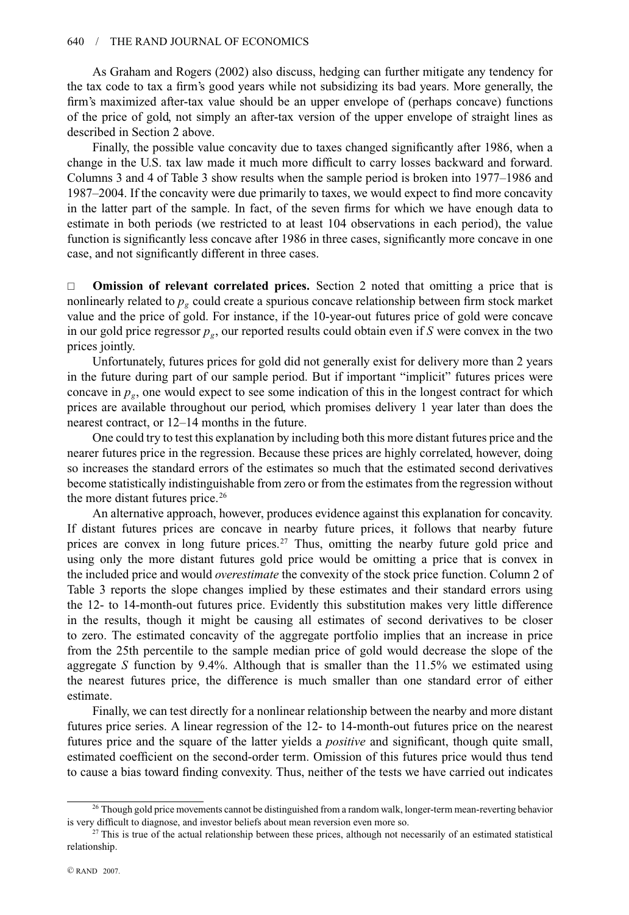As Graham and Rogers (2002) also discuss, hedging can further mitigate any tendency for the tax code to tax a firm's good years while not subsidizing its bad years. More generally, the firm's maximized after-tax value should be an upper envelope of (perhaps concave) functions of the price of gold, not simply an after-tax version of the upper envelope of straight lines as described in Section 2 above.

Finally, the possible value concavity due to taxes changed significantly after 1986, when a change in the U.S. tax law made it much more difficult to carry losses backward and forward. Columns 3 and 4 of Table 3 show results when the sample period is broken into 1977–1986 and 1987–2004. If the concavity were due primarily to taxes, we would expect to find more concavity in the latter part of the sample. In fact, of the seven firms for which we have enough data to estimate in both periods (we restricted to at least 104 observations in each period), the value function is significantly less concave after 1986 in three cases, significantly more concave in one case, and not significantly different in three cases.

□ **Omission of relevant correlated prices.** Section 2 noted that omitting a price that is nonlinearly related to $p_g$ could create a spurious concave relationship between firm stock market value and the price of gold. For instance, if the 10-year-out futures price of gold were concave in our gold price regressor $p_g$, our reported results could obtain even if $S$ were convex in the two prices jointly.

Unfortunately, futures prices for gold did not generally exist for delivery more than 2 years in the future during part of our sample period. But if important "implicit" futures prices were concave in $p_g$, one would expect to see some indication of this in the longest contract for which prices are available throughout our period, which promises delivery 1 year later than does the nearest contract, or 12–14 months in the future.

One could try to test this explanation by including both this more distant futures price and the nearer futures price in the regression. Because these prices are highly correlated, however, doing so increases the standard errors of the estimates so much that the estimated second derivatives become statistically indistinguishable from zero or from the estimates from the regression without the more distant futures price.[26]

An alternative approach, however, produces evidence against this explanation for concavity. If distant futures prices are concave in nearby future prices, it follows that nearby future prices are convex in long future prices.[27] Thus, omitting the nearby future gold price and using only the more distant futures gold price would be omitting a price that is convex in the included price and would *overestimate* the convexity of the stock price function. Column 2 of Table 3 reports the slope changes implied by these estimates and their standard errors using the 12- to 14-month-out futures price. Evidently this substitution makes very little difference in the results, though it might be causing all estimates of second derivatives to be closer to zero. The estimated concavity of the aggregate portfolio implies that an increase in price from the 25th percentile to the sample median price of gold would decrease the slope of the aggregate $S$ function by 9.4%. Although that is smaller than the 11.5% we estimated using the nearest futures price, the difference is much smaller than one standard error of either estimate.

Finally, we can test directly for a nonlinear relationship between the nearby and more distant futures price series. A linear regression of the 12- to 14-month-out futures price on the nearest futures price and the square of the latter yields a *positive* and significant, though quite small, estimated coefficient on the second-order term. Omission of this futures price would thus tend to cause a bias toward finding convexity. Thus, neither of the tests we have carried out indicates

---

[26] Though gold price movements cannot be distinguished from a random walk, longer-term mean-reverting behavior is very difficult to diagnose, and investor beliefs about mean reversion even more so.

[27] This is true of the actual relationship between these prices, although not necessarily of an estimated statistical relationship.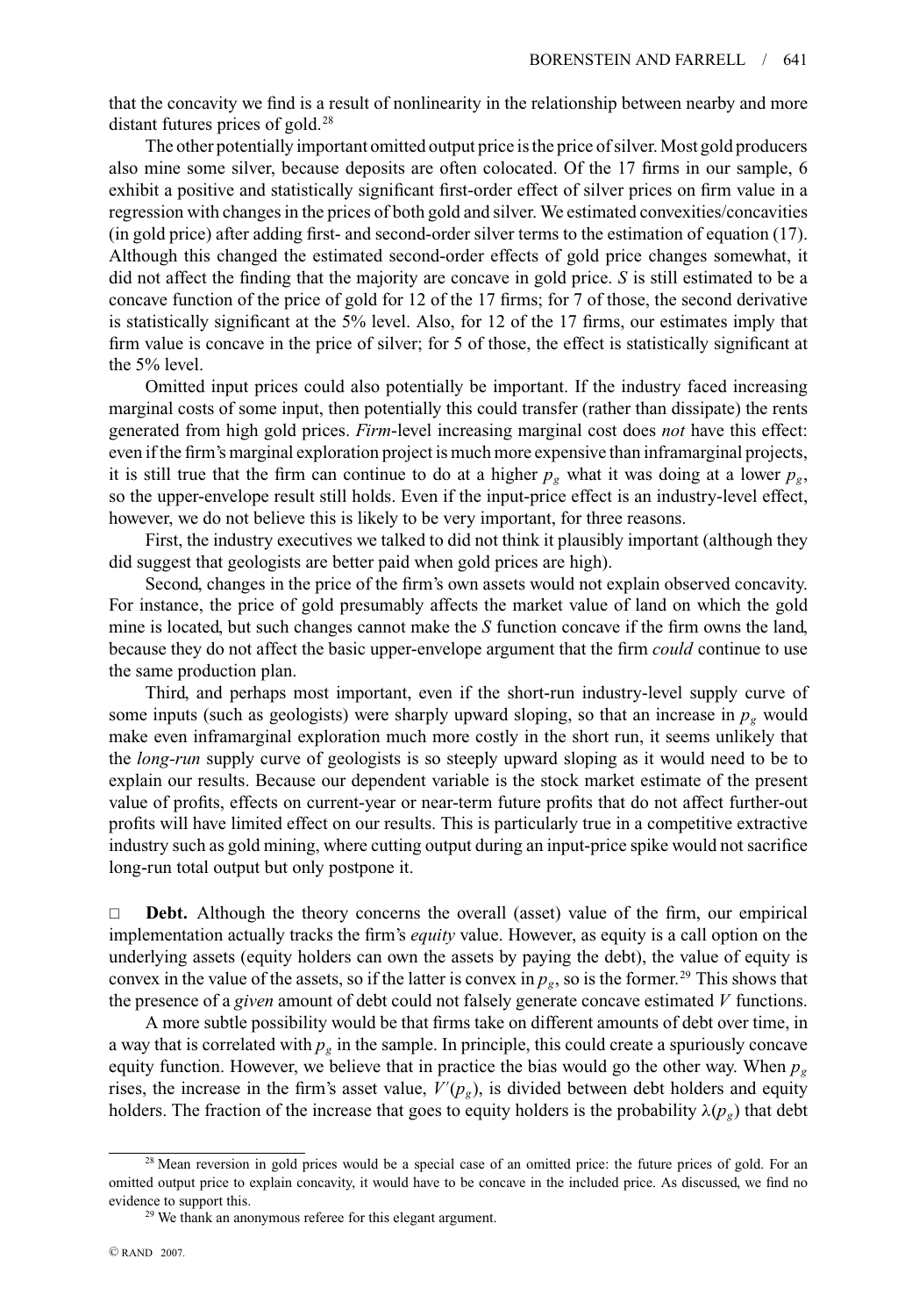that the concavity we find is a result of nonlinearity in the relationship between nearby and more distant futures prices of gold.[28]

The other potentially important omitted output price is the price of silver. Most gold producers also mine some silver, because deposits are often colocated. Of the 17 firms in our sample, 6 exhibit a positive and statistically significant first-order effect of silver prices on firm value in a regression with changes in the prices of both gold and silver. We estimated convexities/concavities (in gold price) after adding first- and second-order silver terms to the estimation of equation (17). Although this changed the estimated second-order effects of gold price changes somewhat, it did not affect the finding that the majority are concave in gold price. $S$ is still estimated to be a concave function of the price of gold for 12 of the 17 firms; for 7 of those, the second derivative is statistically significant at the 5% level. Also, for 12 of the 17 firms, our estimates imply that firm value is concave in the price of silver; for 5 of those, the effect is statistically significant at the 5% level.

Omitted input prices could also potentially be important. If the industry faced increasing marginal costs of some input, then potentially this could transfer (rather than dissipate) the rents generated from high gold prices. *Firm*-level increasing marginal cost does *not* have this effect: even if the firm's marginal exploration project is much more expensive than inframarginal projects, it is still true that the firm can continue to do at a higher $p_g$ what it was doing at a lower $p_g$, so the upper-envelope result still holds. Even if the input-price effect is an industry-level effect, however, we do not believe this is likely to be very important, for three reasons.

First, the industry executives we talked to did not think it plausibly important (although they did suggest that geologists are better paid when gold prices are high).

Second, changes in the price of the firm's own assets would not explain observed concavity. For instance, the price of gold presumably affects the market value of land on which the gold mine is located, but such changes cannot make the $S$ function concave if the firm owns the land, because they do not affect the basic upper-envelope argument that the firm *could* continue to use the same production plan.

Third, and perhaps most important, even if the short-run industry-level supply curve of some inputs (such as geologists) were sharply upward sloping, so that an increase in $p_g$ would make even inframarginal exploration much more costly in the short run, it seems unlikely that the *long-run* supply curve of geologists is so steeply upward sloping as it would need to be to explain our results. Because our dependent variable is the stock market estimate of the present value of profits, effects on current-year or near-term future profits that do not affect further-out profits will have limited effect on our results. This is particularly true in a competitive extractive industry such as gold mining, where cutting output during an input-price spike would not sacrifice long-run total output but only postpone it.

□ **Debt.** Although the theory concerns the overall (asset) value of the firm, our empirical implementation actually tracks the firm's *equity* value. However, as equity is a call option on the underlying assets (equity holders can own the assets by paying the debt), the value of equity is convex in the value of the assets, so if the latter is convex in $p_g$, so is the former.[29] This shows that the presence of a *given* amount of debt could not falsely generate concave estimated $V$ functions.

A more subtle possibility would be that firms take on different amounts of debt over time, in a way that is correlated with $p_g$ in the sample. In principle, this could create a spuriously concave equity function. However, we believe that in practice the bias would go the other way. When $p_g$ rises, the increase in the firm's asset value, $V'(p_g)$, is divided between debt holders and equity holders. The fraction of the increase that goes to equity holders is the probability $\lambda(p_g)$ that debt

[28] Mean reversion in gold prices would be a special case of an omitted price: the future prices of gold. For an omitted output price to explain concavity, it would have to be concave in the included price. As discussed, we find no evidence to support this.

[29] We thank an anonymous referee for this elegant argument.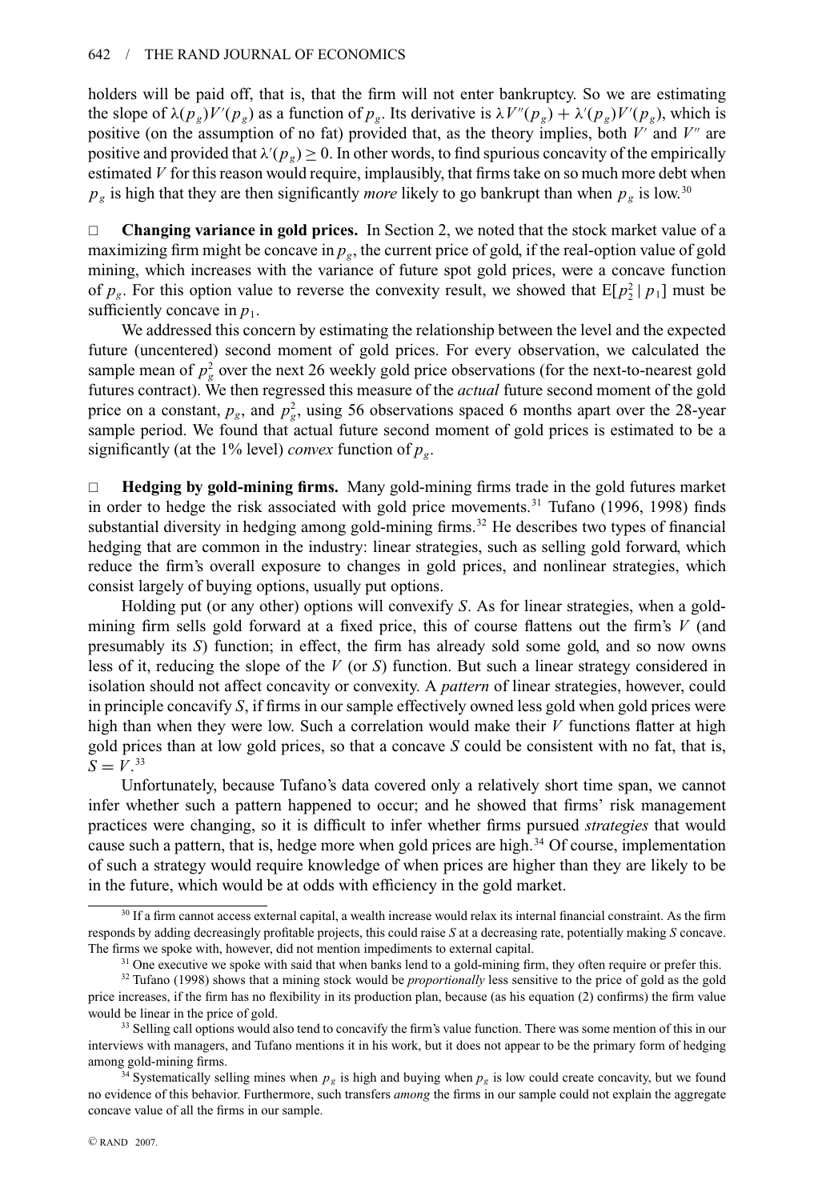holders will be paid off, that is, that the firm will not enter bankruptcy. So we are estimating the slope of $\lambda(p_g)V'(p_g)$ as a function of $p_g$. Its derivative is $\lambda V''(p_g) + \lambda'(p_g)V'(p_g)$, which is positive (on the assumption of no fat) provided that, as the theory implies, both $V'$ and $V''$ are positive and provided that $\lambda'(p_g) \geq 0$. In other words, to find spurious concavity of the empirically estimated $V$ for this reason would require, implausibly, that firms take on so much more debt when $p_g$ is high that they are then significantly *more* likely to go bankrupt than when $p_g$ is low.[30]

□ **Changing variance in gold prices.** In Section 2, we noted that the stock market value of a maximizing firm might be concave in $p_g$, the current price of gold, if the real-option value of gold mining, which increases with the variance of future spot gold prices, were a concave function of $p_g$. For this option value to reverse the convexity result, we showed that $E[p_2^2 \mid p_1]$ must be sufficiently concave in $p_1$.

We addressed this concern by estimating the relationship between the level and the expected future (uncentered) second moment of gold prices. For every observation, we calculated the sample mean of $p_g^2$ over the next 26 weekly gold price observations (for the next-to-nearest gold futures contract). We then regressed this measure of the *actual* future second moment of the gold price on a constant, $p_g$, and $p_g^2$, using 56 observations spaced 6 months apart over the 28-year sample period. We found that actual future second moment of gold prices is estimated to be a significantly (at the 1% level) *convex* function of $p_g$.

□ **Hedging by gold-mining firms.** Many gold-mining firms trade in the gold futures market in order to hedge the risk associated with gold price movements.[31] Tufano (1996, 1998) finds substantial diversity in hedging among gold-mining firms.[32] He describes two types of financial hedging that are common in the industry: linear strategies, such as selling gold forward, which reduce the firm's overall exposure to changes in gold prices, and nonlinear strategies, which consist largely of buying options, usually put options.

Holding put (or any other) options will convexify $S$. As for linear strategies, when a gold-mining firm sells gold forward at a fixed price, this of course flattens out the firm's $V$ (and presumably its $S$) function; in effect, the firm has already sold some gold, and so now owns less of it, reducing the slope of the $V$ (or $S$) function. But such a linear strategy considered in isolation should not affect concavity or convexity. A *pattern* of linear strategies, however, could in principle concavify $S$, if firms in our sample effectively owned less gold when gold prices were high than when they were low. Such a correlation would make their $V$ functions flatter at high gold prices than at low gold prices, so that a concave $S$ could be consistent with no fat, that is, $S = V$.[33]

Unfortunately, because Tufano's data covered only a relatively short time span, we cannot infer whether such a pattern happened to occur; and he showed that firms' risk management practices were changing, so it is difficult to infer whether firms pursued *strategies* that would cause such a pattern, that is, hedge more when gold prices are high.[34] Of course, implementation of such a strategy would require knowledge of when prices are higher than they are likely to be in the future, which would be at odds with efficiency in the gold market.

[30] If a firm cannot access external capital, a wealth increase would relax its internal financial constraint. As the firm responds by adding decreasingly profitable projects, this could raise $S$ at a decreasing rate, potentially making $S$ concave. The firms we spoke with, however, did not mention impediments to external capital.

[31] One executive we spoke with said that when banks lend to a gold-mining firm, they often require or prefer this.

[32] Tufano (1998) shows that a mining stock would be *proportionally* less sensitive to the price of gold as the gold price increases, if the firm has no flexibility in its production plan, because (as his equation (2) confirms) the firm value would be linear in the price of gold.

[33] Selling call options would also tend to concavify the firm's value function. There was some mention of this in our interviews with managers, and Tufano mentions it in his work, but it does not appear to be the primary form of hedging among gold-mining firms.

[34] Systematically selling mines when $p_g$ is high and buying when $p_g$ is low could create concavity, but we found no evidence of this behavior. Furthermore, such transfers *among* the firms in our sample could not explain the aggregate concave value of all the firms in our sample.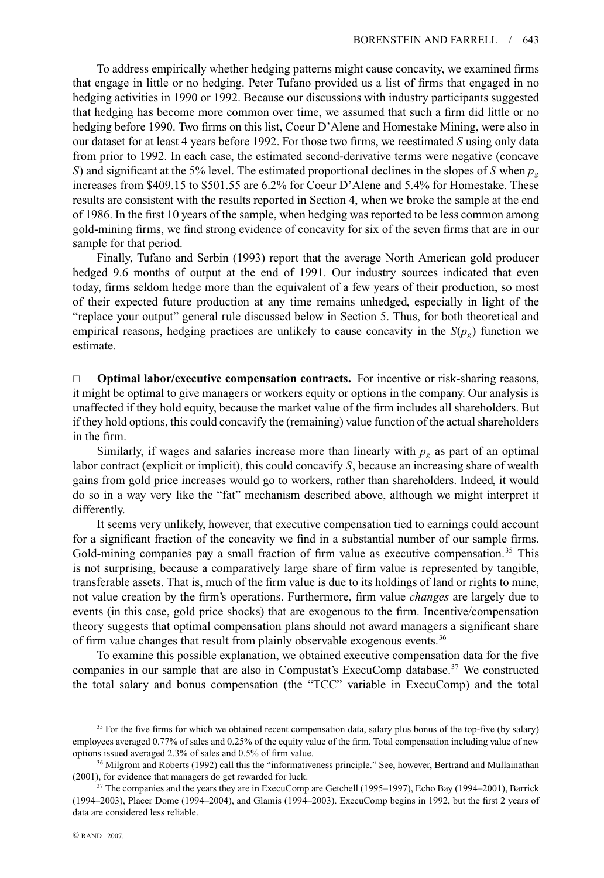To address empirically whether hedging patterns might cause concavity, we examined firms that engage in little or no hedging. Peter Tufano provided us a list of firms that engaged in no hedging activities in 1990 or 1992. Because our discussions with industry participants suggested that hedging has become more common over time, we assumed that such a firm did little or no hedging before 1990. Two firms on this list, Coeur D'Alene and Homestake Mining, were also in our dataset for at least 4 years before 1992. For those two firms, we reestimated $S$ using only data from prior to 1992. In each case, the estimated second-derivative terms were negative (concave $S$) and significant at the 5% level. The estimated proportional declines in the slopes of $S$ when $p_g$ increases from \$409.15 to \$501.55 are 6.2% for Coeur D'Alene and 5.4% for Homestake. These results are consistent with the results reported in Section 4, when we broke the sample at the end of 1986. In the first 10 years of the sample, when hedging was reported to be less common among gold-mining firms, we find strong evidence of concavity for six of the seven firms that are in our sample for that period.

Finally, Tufano and Serbin (1993) report that the average North American gold producer hedged 9.6 months of output at the end of 1991. Our industry sources indicated that even today, firms seldom hedge more than the equivalent of a few years of their production, so most of their expected future production at any time remains unhedged, especially in light of the "replace your output" general rule discussed below in Section 5. Thus, for both theoretical and empirical reasons, hedging practices are unlikely to cause concavity in the $S(p_g)$ function we estimate.

□ **Optimal labor/executive compensation contracts.** For incentive or risk-sharing reasons, it might be optimal to give managers or workers equity or options in the company. Our analysis is unaffected if they hold equity, because the market value of the firm includes all shareholders. But if they hold options, this could concavify the (remaining) value function of the actual shareholders in the firm.

Similarly, if wages and salaries increase more than linearly with $p_g$ as part of an optimal labor contract (explicit or implicit), this could concavify $S$, because an increasing share of wealth gains from gold price increases would go to workers, rather than shareholders. Indeed, it would do so in a way very like the "fat" mechanism described above, although we might interpret it differently.

It seems very unlikely, however, that executive compensation tied to earnings could account for a significant fraction of the concavity we find in a substantial number of our sample firms. Gold-mining companies pay a small fraction of firm value as executive compensation.[35] This is not surprising, because a comparatively large share of firm value is represented by tangible, transferable assets. That is, much of the firm value is due to its holdings of land or rights to mine, not value creation by the firm's operations. Furthermore, firm value *changes* are largely due to events (in this case, gold price shocks) that are exogenous to the firm. Incentive/compensation theory suggests that optimal compensation plans should not award managers a significant share of firm value changes that result from plainly observable exogenous events.[36]

To examine this possible explanation, we obtained executive compensation data for the five companies in our sample that are also in Compustat's ExecuComp database.[37] We constructed the total salary and bonus compensation (the "TCC" variable in ExecuComp) and the total

[35] For the five firms for which we obtained recent compensation data, salary plus bonus of the top-five (by salary) employees averaged 0.77% of sales and 0.25% of the equity value of the firm. Total compensation including value of new options issued averaged 2.3% of sales and 0.5% of firm value.

[36] Milgrom and Roberts (1992) call this the "informativeness principle." See, however, Bertrand and Mullainathan (2001), for evidence that managers do get rewarded for luck.

[37] The companies and the years they are in ExecuComp are Getchell (1995–1997), Echo Bay (1994–2001), Barrick (1994–2003), Placer Dome (1994–2004), and Glamis (1994–2003). ExecuComp begins in 1992, but the first 2 years of data are considered less reliable.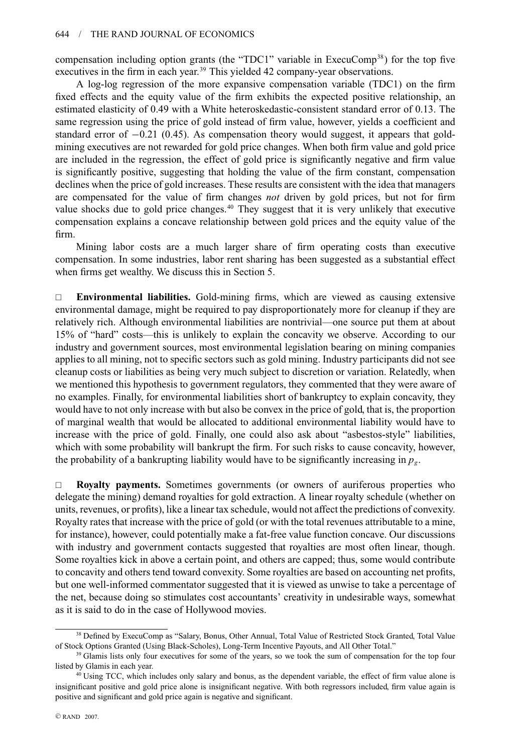compensation including option grants (the "TDC1" variable in ExecuComp[38]) for the top five executives in the firm in each year.[39] This yielded 42 company-year observations.

A log-log regression of the more expansive compensation variable (TDC1) on the firm fixed effects and the equity value of the firm exhibits the expected positive relationship, an estimated elasticity of 0.49 with a White heteroskedastic-consistent standard error of 0.13. The same regression using the price of gold instead of firm value, however, yields a coefficient and standard error of −0.21 (0.45). As compensation theory would suggest, it appears that gold-mining executives are not rewarded for gold price changes. When both firm value and gold price are included in the regression, the effect of gold price is significantly negative and firm value is significantly positive, suggesting that holding the value of the firm constant, compensation declines when the price of gold increases. These results are consistent with the idea that managers are compensated for the value of firm changes *not* driven by gold prices, but not for firm value shocks due to gold price changes.[40] They suggest that it is very unlikely that executive compensation explains a concave relationship between gold prices and the equity value of the firm.

Mining labor costs are a much larger share of firm operating costs than executive compensation. In some industries, labor rent sharing has been suggested as a substantial effect when firms get wealthy. We discuss this in Section 5.

□ **Environmental liabilities.** Gold-mining firms, which are viewed as causing extensive environmental damage, might be required to pay disproportionately more for cleanup if they are relatively rich. Although environmental liabilities are nontrivial—one source put them at about 15% of "hard" costs—this is unlikely to explain the concavity we observe. According to our industry and government sources, most environmental legislation bearing on mining companies applies to all mining, not to specific sectors such as gold mining. Industry participants did not see cleanup costs or liabilities as being very much subject to discretion or variation. Relatedly, when we mentioned this hypothesis to government regulators, they commented that they were aware of no examples. Finally, for environmental liabilities short of bankruptcy to explain concavity, they would have to not only increase with but also be convex in the price of gold, that is, the proportion of marginal wealth that would be allocated to additional environmental liability would have to increase with the price of gold. Finally, one could also ask about "asbestos-style" liabilities, which with some probability will bankrupt the firm. For such risks to cause concavity, however, the probability of a bankrupting liability would have to be significantly increasing in $p_g$.

□ **Royalty payments.** Sometimes governments (or owners of auriferous properties who delegate the mining) demand royalties for gold extraction. A linear royalty schedule (whether on units, revenues, or profits), like a linear tax schedule, would not affect the predictions of convexity. Royalty rates that increase with the price of gold (or with the total revenues attributable to a mine, for instance), however, could potentially make a fat-free value function concave. Our discussions with industry and government contacts suggested that royalties are most often linear, though. Some royalties kick in above a certain point, and others are capped; thus, some would contribute to concavity and others tend toward convexity. Some royalties are based on accounting net profits, but one well-informed commentator suggested that it is viewed as unwise to take a percentage of the net, because doing so stimulates cost accountants' creativity in undesirable ways, somewhat as it is said to do in the case of Hollywood movies.

[38] Defined by ExecuComp as "Salary, Bonus, Other Annual, Total Value of Restricted Stock Granted, Total Value of Stock Options Granted (Using Black-Scholes), Long-Term Incentive Payouts, and All Other Total."

[39] Glamis lists only four executives for some of the years, so we took the sum of compensation for the top four listed by Glamis in each year.

[40] Using TCC, which includes only salary and bonus, as the dependent variable, the effect of firm value alone is insignificant positive and gold price alone is insignificant negative. With both regressors included, firm value again is positive and significant and gold price again is negative and significant.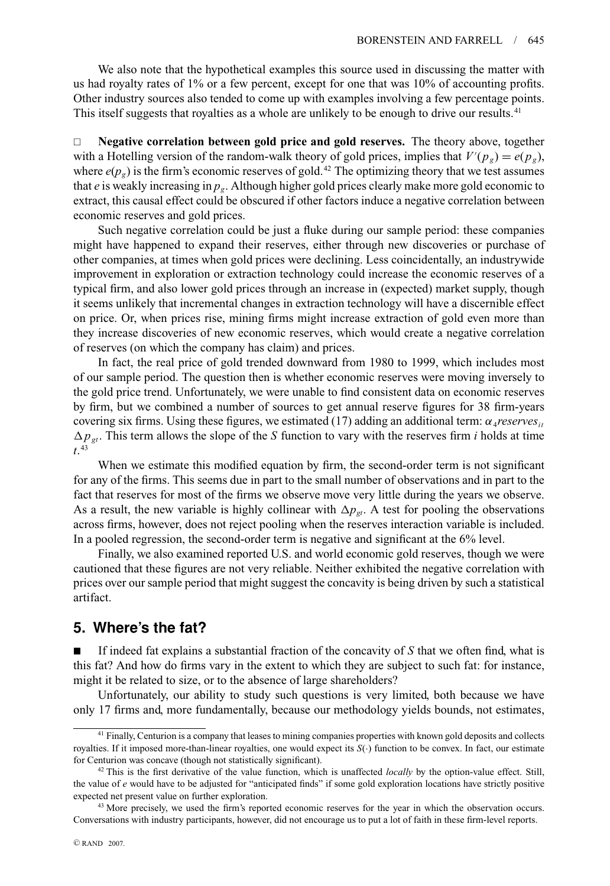We also note that the hypothetical examples this source used in discussing the matter with us had royalty rates of 1% or a few percent, except for one that was 10% of accounting profits. Other industry sources also tended to come up with examples involving a few percentage points. This itself suggests that royalties as a whole are unlikely to be enough to drive our results.[41]

□ **Negative correlation between gold price and gold reserves.** The theory above, together with a Hotelling version of the random-walk theory of gold prices, implies that $V'(p_g) = e(p_g)$, where $e(p_g)$ is the firm's economic reserves of gold.[42] The optimizing theory that we test assumes that $e$ is weakly increasing in $p_g$. Although higher gold prices clearly make more gold economic to extract, this causal effect could be obscured if other factors induce a negative correlation between economic reserves and gold prices.

Such negative correlation could be just a fluke during our sample period: these companies might have happened to expand their reserves, either through new discoveries or purchase of other companies, at times when gold prices were declining. Less coincidentally, an industrywide improvement in exploration or extraction technology could increase the economic reserves of a typical firm, and also lower gold prices through an increase in (expected) market supply, though it seems unlikely that incremental changes in extraction technology will have a discernible effect on price. Or, when prices rise, mining firms might increase extraction of gold even more than they increase discoveries of new economic reserves, which would create a negative correlation of reserves (on which the company has claim) and prices.

In fact, the real price of gold trended downward from 1980 to 1999, which includes most of our sample period. The question then is whether economic reserves were moving inversely to the gold price trend. Unfortunately, we were unable to find consistent data on economic reserves by firm, but we combined a number of sources to get annual reserve figures for 38 firm-years covering six firms. Using these figures, we estimated (17) adding an additional term: $\alpha_4 reserves_{it} \Delta p_{gt}$. This term allows the slope of the $S$ function to vary with the reserves firm $i$ holds at time $t$.[43]

When we estimate this modified equation by firm, the second-order term is not significant for any of the firms. This seems due in part to the small number of observations and in part to the fact that reserves for most of the firms we observe move very little during the years we observe. As a result, the new variable is highly collinear with $\Delta p_{gt}$. A test for pooling the observations across firms, however, does not reject pooling when the reserves interaction variable is included. In a pooled regression, the second-order term is negative and significant at the 6% level.

Finally, we also examined reported U.S. and world economic gold reserves, though we were cautioned that these figures are not very reliable. Neither exhibited the negative correlation with prices over our sample period that might suggest the concavity is being driven by such a statistical artifact.

## 5. Where's the fat?

■ If indeed fat explains a substantial fraction of the concavity of $S$ that we often find, what is this fat? And how do firms vary in the extent to which they are subject to such fat: for instance, might it be related to size, or to the absence of large shareholders?

Unfortunately, our ability to study such questions is very limited, both because we have only 17 firms and, more fundamentally, because our methodology yields bounds, not estimates,

---

[41] Finally, Centurion is a company that leases to mining companies properties with known gold deposits and collects royalties. If it imposed more-than-linear royalties, one would expect its $S(\cdot)$ function to be convex. In fact, our estimate for Centurion was concave (though not statistically significant).

[42] This is the first derivative of the value function, which is unaffected *locally* by the option-value effect. Still, the value of $e$ would have to be adjusted for "anticipated finds" if some gold exploration locations have strictly positive expected net present value on further exploration.

[43] More precisely, we used the firm's reported economic reserves for the year in which the observation occurs. Conversations with industry participants, however, did not encourage us to put a lot of faith in these firm-level reports.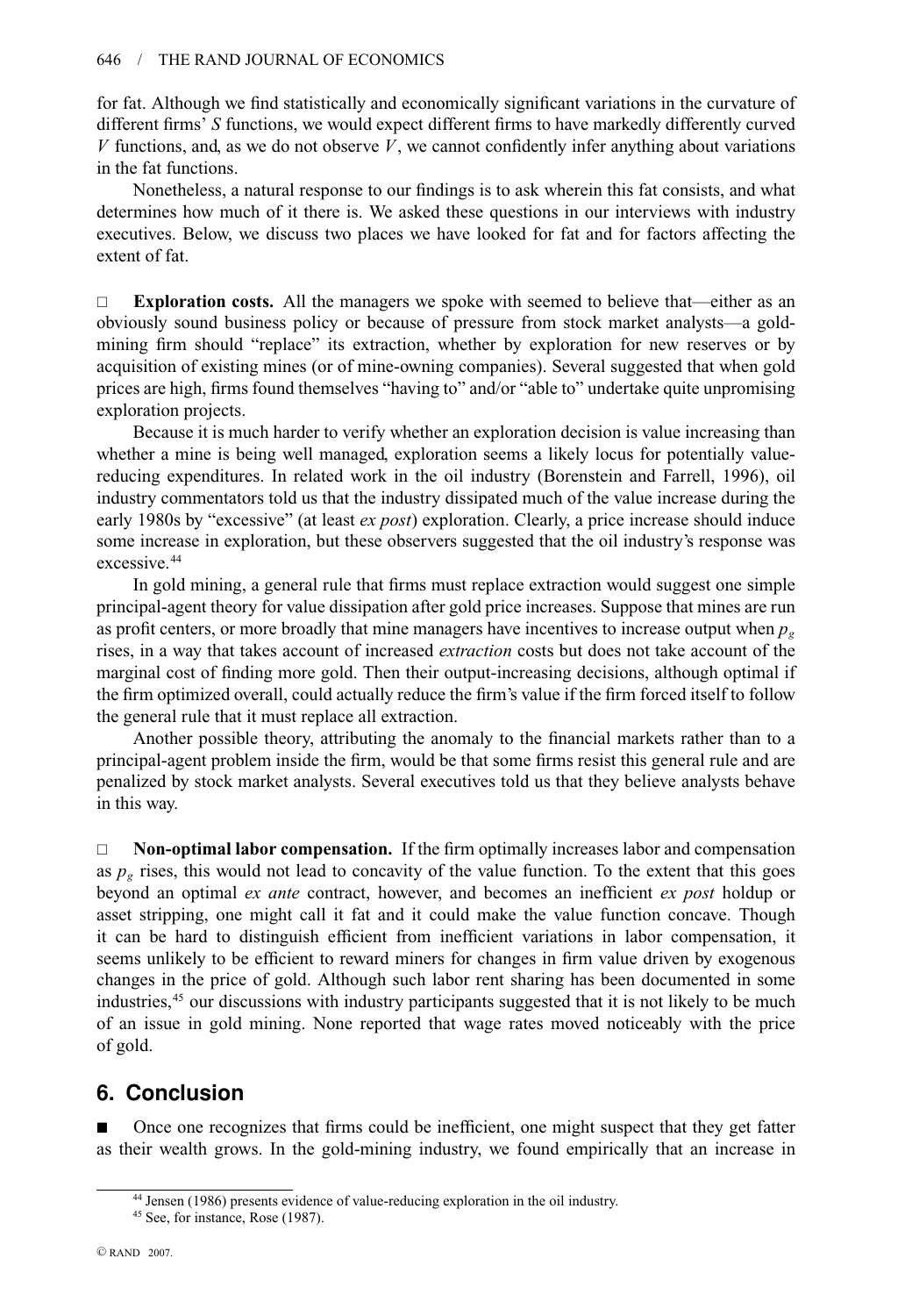for fat. Although we find statistically and economically significant variations in the curvature of different firms' $S$ functions, we would expect different firms to have markedly differently curved $V$ functions, and, as we do not observe $V$, we cannot confidently infer anything about variations in the fat functions.

Nonetheless, a natural response to our findings is to ask wherein this fat consists, and what determines how much of it there is. We asked these questions in our interviews with industry executives. Below, we discuss two places we have looked for fat and for factors affecting the extent of fat.

□ **Exploration costs.** All the managers we spoke with seemed to believe that—either as an obviously sound business policy or because of pressure from stock market analysts—a gold-mining firm should "replace" its extraction, whether by exploration for new reserves or by acquisition of existing mines (or of mine-owning companies). Several suggested that when gold prices are high, firms found themselves "having to" and/or "able to" undertake quite unpromising exploration projects.

Because it is much harder to verify whether an exploration decision is value increasing than whether a mine is being well managed, exploration seems a likely locus for potentially value-reducing expenditures. In related work in the oil industry (Borenstein and Farrell, 1996), oil industry commentators told us that the industry dissipated much of the value increase during the early 1980s by "excessive" (at least *ex post*) exploration. Clearly, a price increase should induce some increase in exploration, but these observers suggested that the oil industry's response was excessive.[44]

In gold mining, a general rule that firms must replace extraction would suggest one simple principal-agent theory for value dissipation after gold price increases. Suppose that mines are run as profit centers, or more broadly that mine managers have incentives to increase output when $p_g$ rises, in a way that takes account of increased *extraction* costs but does not take account of the marginal cost of finding more gold. Then their output-increasing decisions, although optimal if the firm optimized overall, could actually reduce the firm's value if the firm forced itself to follow the general rule that it must replace all extraction.

Another possible theory, attributing the anomaly to the financial markets rather than to a principal-agent problem inside the firm, would be that some firms resist this general rule and are penalized by stock market analysts. Several executives told us that they believe analysts behave in this way.

□ **Non-optimal labor compensation.** If the firm optimally increases labor and compensation as $p_g$ rises, this would not lead to concavity of the value function. To the extent that this goes beyond an optimal *ex ante* contract, however, and becomes an inefficient *ex post* holdup or asset stripping, one might call it fat and it could make the value function concave. Though it can be hard to distinguish efficient from inefficient variations in labor compensation, it seems unlikely to be efficient to reward miners for changes in firm value driven by exogenous changes in the price of gold. Although such labor rent sharing has been documented in some industries,[45] our discussions with industry participants suggested that it is not likely to be much of an issue in gold mining. None reported that wage rates moved noticeably with the price of gold.

## 6. Conclusion

■ Once one recognizes that firms could be inefficient, one might suspect that they get fatter as their wealth grows. In the gold-mining industry, we found empirically that an increase in

[44] Jensen (1986) presents evidence of value-reducing exploration in the oil industry.

[45] See, for instance, Rose (1987).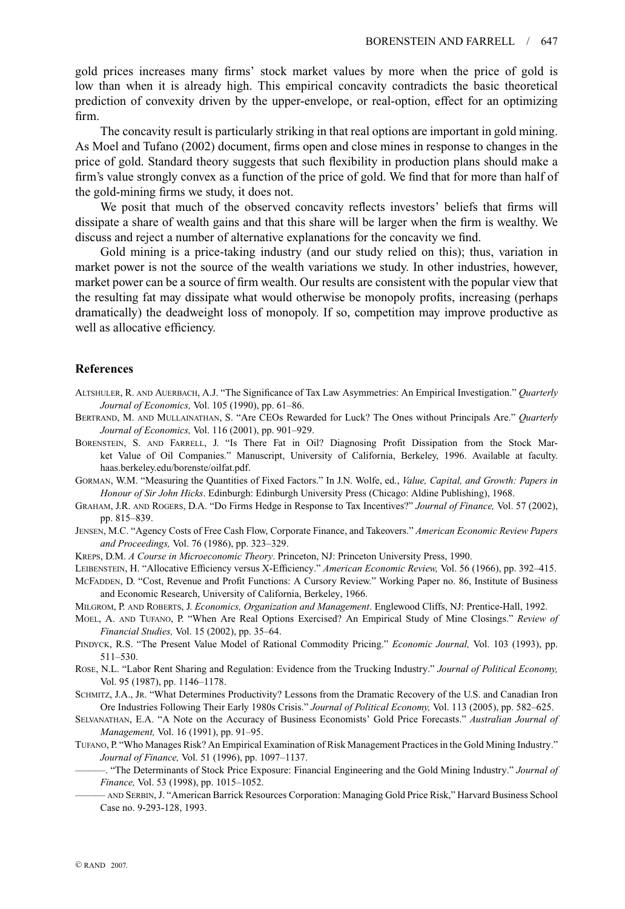gold prices increases many firms' stock market values by more when the price of gold is low than when it is already high. This empirical concavity contradicts the basic theoretical prediction of convexity driven by the upper-envelope, or real-option, effect for an optimizing firm.

The concavity result is particularly striking in that real options are important in gold mining. As Moel and Tufano (2002) document, firms open and close mines in response to changes in the price of gold. Standard theory suggests that such flexibility in production plans should make a firm's value strongly convex as a function of the price of gold. We find that for more than half of the gold-mining firms we study, it does not.

We posit that much of the observed concavity reflects investors' beliefs that firms will dissipate a share of wealth gains and that this share will be larger when the firm is wealthy. We discuss and reject a number of alternative explanations for the concavity we find.

Gold mining is a price-taking industry (and our study relied on this); thus, variation in market power is not the source of the wealth variations we study. In other industries, however, market power can be a source of firm wealth. Our results are consistent with the popular view that the resulting fat may dissipate what would otherwise be monopoly profits, increasing (perhaps dramatically) the deadweight loss of monopoly. If so, competition may improve productive as well as allocative efficiency.

## References

ALTSHULER, R. AND AUERBACH, A.J. "The Significance of Tax Law Asymmetries: An Empirical Investigation." *Quarterly Journal of Economics,* Vol. 105 (1990), pp. 61–86.

BERTRAND, M. AND MULLAINATHAN, S. "Are CEOs Rewarded for Luck? The Ones without Principals Are." *Quarterly Journal of Economics,* Vol. 116 (2001), pp. 901–929.

BORENSTEIN, S. AND FARRELL, J. "Is There Fat in Oil? Diagnosing Profit Dissipation from the Stock Market Value of Oil Companies." Manuscript, University of California, Berkeley, 1996. Available at faculty.haas.berkeley.edu/borenste/oilfat.pdf.

GORMAN, W.M. "Measuring the Quantities of Fixed Factors." In J.N. Wolfe, ed., *Value, Capital, and Growth: Papers in Honour of Sir John Hicks*. Edinburgh: Edinburgh University Press (Chicago: Aldine Publishing), 1968.

GRAHAM, J.R. AND ROGERS, D.A. "Do Firms Hedge in Response to Tax Incentives?" *Journal of Finance,* Vol. 57 (2002), pp. 815–839.

JENSEN, M.C. "Agency Costs of Free Cash Flow, Corporate Finance, and Takeovers." *American Economic Review Papers and Proceedings,* Vol. 76 (1986), pp. 323–329.

KREPS, D.M. *A Course in Microeconomic Theory*. Princeton, NJ: Princeton University Press, 1990.

LEIBENSTEIN, H. "Allocative Efficiency versus X-Efficiency." *American Economic Review,* Vol. 56 (1966), pp. 392–415.

MCFADDEN, D. "Cost, Revenue and Profit Functions: A Cursory Review." Working Paper no. 86, Institute of Business and Economic Research, University of California, Berkeley, 1966.

MILGROM, P. AND ROBERTS, J. *Economics, Organization and Management*. Englewood Cliffs, NJ: Prentice-Hall, 1992.

MOEL, A. AND TUFANO, P. "When Are Real Options Exercised? An Empirical Study of Mine Closings." *Review of Financial Studies,* Vol. 15 (2002), pp. 35–64.

PINDYCK, R.S. "The Present Value Model of Rational Commodity Pricing." *Economic Journal,* Vol. 103 (1993), pp. 511–530.

ROSE, N.L. "Labor Rent Sharing and Regulation: Evidence from the Trucking Industry." *Journal of Political Economy,* Vol. 95 (1987), pp. 1146–1178.

SCHMITZ, J.A., JR. "What Determines Productivity? Lessons from the Dramatic Recovery of the U.S. and Canadian Iron Ore Industries Following Their Early 1980s Crisis." *Journal of Political Economy,* Vol. 113 (2005), pp. 582–625.

SELVANATHAN, E.A. "A Note on the Accuracy of Business Economists' Gold Price Forecasts." *Australian Journal of Management,* Vol. 16 (1991), pp. 91–95.

TUFANO, P. "Who Manages Risk? An Empirical Examination of Risk Management Practices in the Gold Mining Industry." *Journal of Finance,* Vol. 51 (1996), pp. 1097–1137.

———. "The Determinants of Stock Price Exposure: Financial Engineering and the Gold Mining Industry." *Journal of Finance,* Vol. 53 (1998), pp. 1015–1052.

——— AND SERBIN, J. "American Barrick Resources Corporation: Managing Gold Price Risk," Harvard Business School Case no. 9-293-128, 1993.